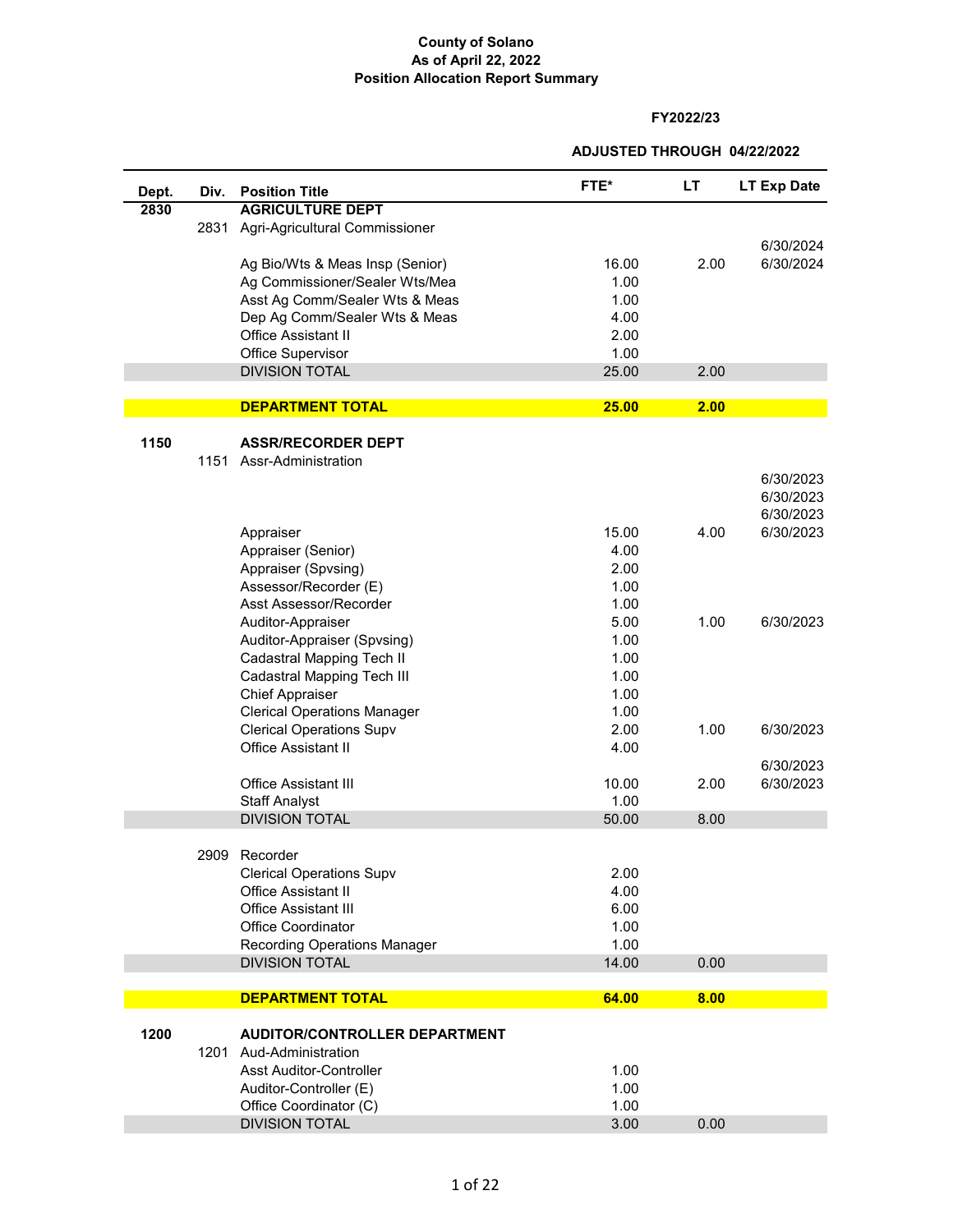**County of Solano**
**As of April 22, 2022**
**Position Allocation Report Summary**

**FY2022/23**

**ADJUSTED THROUGH 04/22/2022**

| Dept. | Div. | Position Title | FTE* | LT | LT Exp Date |
|---|---|---|---|---|---|
| **2830** | | **AGRICULTURE DEPT** | | | |
| | 2831 | Agri-Agricultural Commissioner | | | |
| | | | | | 6/30/2024 |
| | | Ag Bio/Wts & Meas Insp (Senior) | 16.00 | 2.00 | 6/30/2024 |
| | | Ag Commissioner/Sealer Wts/Mea | 1.00 | | |
| | | Asst Ag Comm/Sealer Wts & Meas | 1.00 | | |
| | | Dep Ag Comm/Sealer Wts & Meas | 4.00 | | |
| | | Office Assistant II | 2.00 | | |
| | | Office Supervisor | 1.00 | | |
| | | DIVISION TOTAL | 25.00 | 2.00 | |
| | | **DEPARTMENT TOTAL** | **25.00** | **2.00** | |
| **1150** | | **ASSR/RECORDER DEPT** | | | |
| | 1151 | Assr-Administration | | | |
| | | | | | 6/30/2023 |
| | | | | | 6/30/2023 |
| | | | | | 6/30/2023 |
| | | Appraiser | 15.00 | 4.00 | 6/30/2023 |
| | | Appraiser (Senior) | 4.00 | | |
| | | Appraiser (Spvsing) | 2.00 | | |
| | | Assessor/Recorder (E) | 1.00 | | |
| | | Asst Assessor/Recorder | 1.00 | | |
| | | Auditor-Appraiser | 5.00 | 1.00 | 6/30/2023 |
| | | Auditor-Appraiser (Spvsing) | 1.00 | | |
| | | Cadastral Mapping Tech II | 1.00 | | |
| | | Cadastral Mapping Tech III | 1.00 | | |
| | | Chief Appraiser | 1.00 | | |
| | | Clerical Operations Manager | 1.00 | | |
| | | Clerical Operations Supv | 2.00 | 1.00 | 6/30/2023 |
| | | Office Assistant II | 4.00 | | |
| | | | | | 6/30/2023 |
| | | Office Assistant III | 10.00 | 2.00 | 6/30/2023 |
| | | Staff Analyst | 1.00 | | |
| | | DIVISION TOTAL | 50.00 | 8.00 | |
| | 2909 | Recorder | | | |
| | | Clerical Operations Supv | 2.00 | | |
| | | Office Assistant II | 4.00 | | |
| | | Office Assistant III | 6.00 | | |
| | | Office Coordinator | 1.00 | | |
| | | Recording Operations Manager | 1.00 | | |
| | | DIVISION TOTAL | 14.00 | 0.00 | |
| | | **DEPARTMENT TOTAL** | **64.00** | **8.00** | |
| **1200** | | **AUDITOR/CONTROLLER DEPARTMENT** | | | |
| | 1201 | Aud-Administration | | | |
| | | Asst Auditor-Controller | 1.00 | | |
| | | Auditor-Controller (E) | 1.00 | | |
| | | Office Coordinator (C) | 1.00 | | |
| | | DIVISION TOTAL | 3.00 | 0.00 | |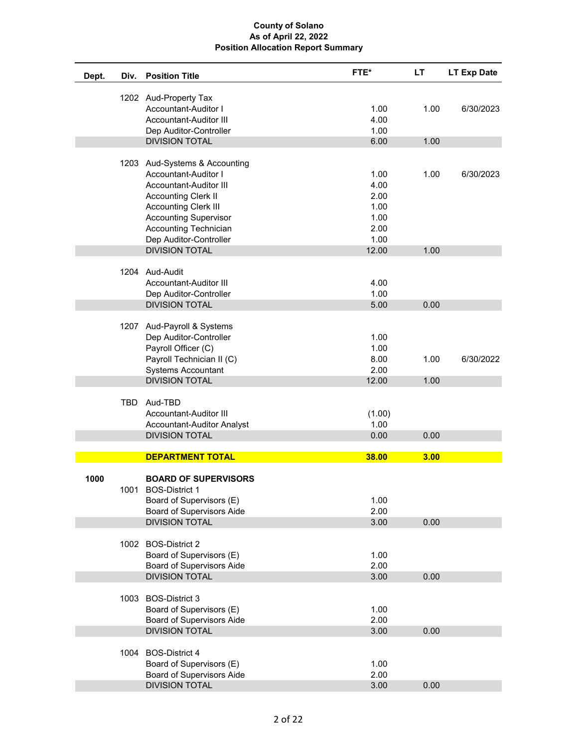**County of Solano**
**As of April 22, 2022**
**Position Allocation Report Summary**

| Dept. | Div. | Position Title | FTE* | LT | LT Exp Date |
|---|---|---|---|---|---|
| | 1202 | Aud-Property Tax | | | |
| | | Accountant-Auditor I | 1.00 | 1.00 | 6/30/2023 |
| | | Accountant-Auditor III | 4.00 | | |
| | | Dep Auditor-Controller | 1.00 | | |
| | | DIVISION TOTAL | 6.00 | 1.00 | |
| | 1203 | Aud-Systems & Accounting | | | |
| | | Accountant-Auditor I | 1.00 | 1.00 | 6/30/2023 |
| | | Accountant-Auditor III | 4.00 | | |
| | | Accounting Clerk II | 2.00 | | |
| | | Accounting Clerk III | 1.00 | | |
| | | Accounting Supervisor | 1.00 | | |
| | | Accounting Technician | 2.00 | | |
| | | Dep Auditor-Controller | 1.00 | | |
| | | DIVISION TOTAL | 12.00 | 1.00 | |
| | 1204 | Aud-Audit | | | |
| | | Accountant-Auditor III | 4.00 | | |
| | | Dep Auditor-Controller | 1.00 | | |
| | | DIVISION TOTAL | 5.00 | 0.00 | |
| | 1207 | Aud-Payroll & Systems | | | |
| | | Dep Auditor-Controller | 1.00 | | |
| | | Payroll Officer (C) | 1.00 | | |
| | | Payroll Technician II (C) | 8.00 | 1.00 | 6/30/2022 |
| | | Systems Accountant | 2.00 | | |
| | | DIVISION TOTAL | 12.00 | 1.00 | |
| | TBD | Aud-TBD | | | |
| | | Accountant-Auditor III | (1.00) | | |
| | | Accountant-Auditor Analyst | 1.00 | | |
| | | DIVISION TOTAL | 0.00 | 0.00 | |
| | | **DEPARTMENT TOTAL** | **38.00** | **3.00** | |
| **1000** | | **BOARD OF SUPERVISORS** | | | |
| | 1001 | BOS-District 1 | | | |
| | | Board of Supervisors (E) | 1.00 | | |
| | | Board of Supervisors Aide | 2.00 | | |
| | | DIVISION TOTAL | 3.00 | 0.00 | |
| | 1002 | BOS-District 2 | | | |
| | | Board of Supervisors (E) | 1.00 | | |
| | | Board of Supervisors Aide | 2.00 | | |
| | | DIVISION TOTAL | 3.00 | 0.00 | |
| | 1003 | BOS-District 3 | | | |
| | | Board of Supervisors (E) | 1.00 | | |
| | | Board of Supervisors Aide | 2.00 | | |
| | | DIVISION TOTAL | 3.00 | 0.00 | |
| | 1004 | BOS-District 4 | | | |
| | | Board of Supervisors (E) | 1.00 | | |
| | | Board of Supervisors Aide | 2.00 | | |
| | | DIVISION TOTAL | 3.00 | 0.00 | |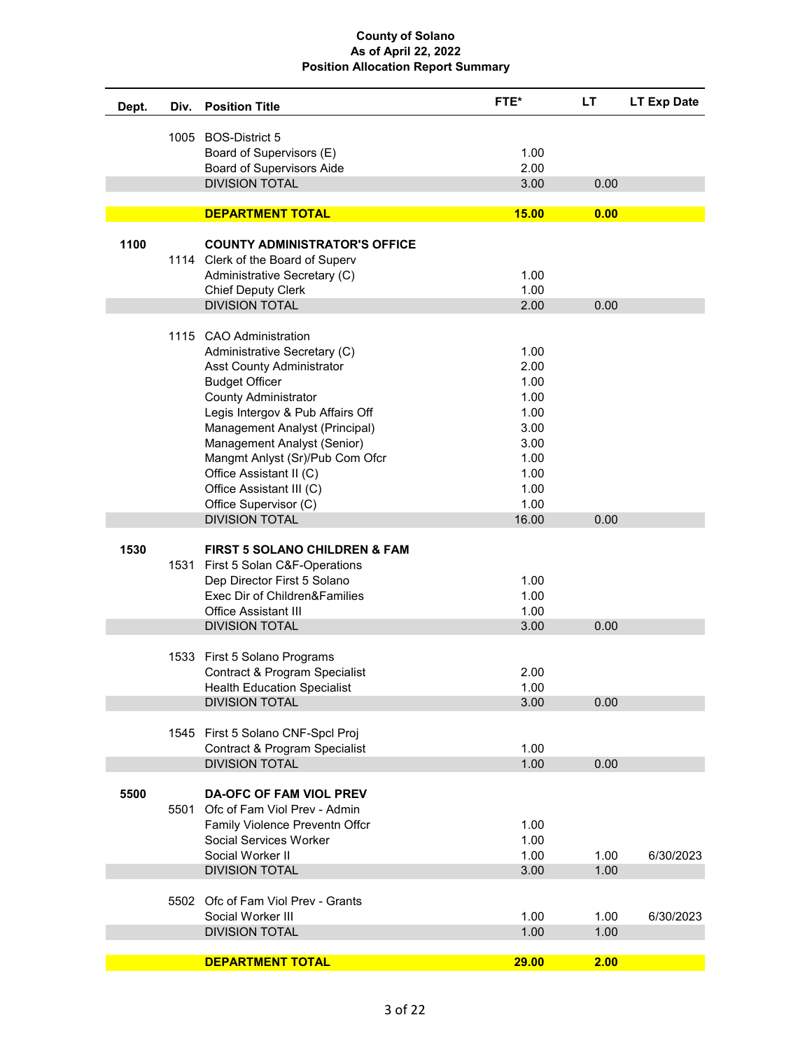**County of Solano**
**As of April 22, 2022**
**Position Allocation Report Summary**

| Dept. | Div. | Position Title | FTE* | LT | LT Exp Date |
|---|---|---|---|---|---|
| | 1005 | BOS-District 5 | | | |
| | | Board of Supervisors (E) | 1.00 | | |
| | | Board of Supervisors Aide | 2.00 | | |
| | | DIVISION TOTAL | 3.00 | 0.00 | |
| | | **DEPARTMENT TOTAL** | **15.00** | **0.00** | |
| **1100** | | **COUNTY ADMINISTRATOR'S OFFICE** | | | |
| | 1114 | Clerk of the Board of Superv | | | |
| | | Administrative Secretary (C) | 1.00 | | |
| | | Chief Deputy Clerk | 1.00 | | |
| | | DIVISION TOTAL | 2.00 | 0.00 | |
| | 1115 | CAO Administration | | | |
| | | Administrative Secretary (C) | 1.00 | | |
| | | Asst County Administrator | 2.00 | | |
| | | Budget Officer | 1.00 | | |
| | | County Administrator | 1.00 | | |
| | | Legis Intergov & Pub Affairs Off | 1.00 | | |
| | | Management Analyst (Principal) | 3.00 | | |
| | | Management Analyst (Senior) | 3.00 | | |
| | | Mangmt Anlyst (Sr)/Pub Com Ofcr | 1.00 | | |
| | | Office Assistant II (C) | 1.00 | | |
| | | Office Assistant III (C) | 1.00 | | |
| | | Office Supervisor (C) | 1.00 | | |
| | | DIVISION TOTAL | 16.00 | 0.00 | |
| **1530** | | **FIRST 5 SOLANO CHILDREN & FAM** | | | |
| | 1531 | First 5 Solan C&F-Operations | | | |
| | | Dep Director First 5 Solano | 1.00 | | |
| | | Exec Dir of Children&Families | 1.00 | | |
| | | Office Assistant III | 1.00 | | |
| | | DIVISION TOTAL | 3.00 | 0.00 | |
| | 1533 | First 5 Solano Programs | | | |
| | | Contract & Program Specialist | 2.00 | | |
| | | Health Education Specialist | 1.00 | | |
| | | DIVISION TOTAL | 3.00 | 0.00 | |
| | 1545 | First 5 Solano CNF-Spcl Proj | | | |
| | | Contract & Program Specialist | 1.00 | | |
| | | DIVISION TOTAL | 1.00 | 0.00 | |
| **5500** | | **DA-OFC OF FAM VIOL PREV** | | | |
| | 5501 | Ofc of Fam Viol Prev - Admin | | | |
| | | Family Violence Preventn Offcr | 1.00 | | |
| | | Social Services Worker | 1.00 | | |
| | | Social Worker II | 1.00 | 1.00 | 6/30/2023 |
| | | DIVISION TOTAL | 3.00 | 1.00 | |
| | 5502 | Ofc of Fam Viol Prev - Grants | | | |
| | | Social Worker III | 1.00 | 1.00 | 6/30/2023 |
| | | DIVISION TOTAL | 1.00 | 1.00 | |
| | | **DEPARTMENT TOTAL** | **29.00** | **2.00** | |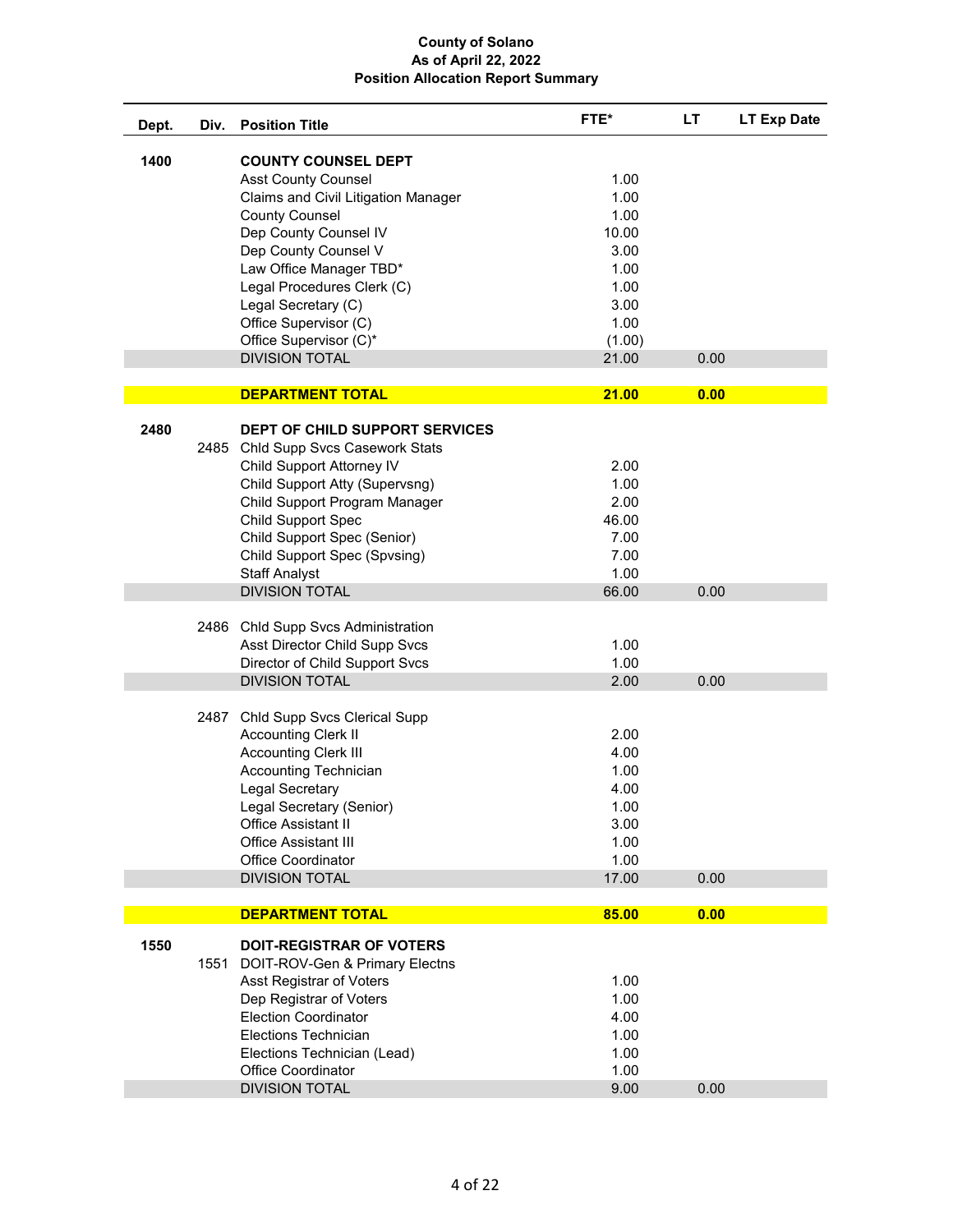**County of Solano**
**As of April 22, 2022**
**Position Allocation Report Summary**

| Dept. | Div. | Position Title | FTE* | LT | LT Exp Date |
|---|---|---|---|---|---|
| **1400** | | **COUNTY COUNSEL DEPT** | | | |
| | | Asst County Counsel | 1.00 | | |
| | | Claims and Civil Litigation Manager | 1.00 | | |
| | | County Counsel | 1.00 | | |
| | | Dep County Counsel IV | 10.00 | | |
| | | Dep County Counsel V | 3.00 | | |
| | | Law Office Manager TBD* | 1.00 | | |
| | | Legal Procedures Clerk (C) | 1.00 | | |
| | | Legal Secretary (C) | 3.00 | | |
| | | Office Supervisor (C) | 1.00 | | |
| | | Office Supervisor (C)* | (1.00) | | |
| | | DIVISION TOTAL | 21.00 | 0.00 | |
| | | **DEPARTMENT TOTAL** | **21.00** | **0.00** | |
| **2480** | | **DEPT OF CHILD SUPPORT SERVICES** | | | |
| | 2485 | Chld Supp Svcs Casework Stats | | | |
| | | Child Support Attorney IV | 2.00 | | |
| | | Child Support Atty (Supervsng) | 1.00 | | |
| | | Child Support Program Manager | 2.00 | | |
| | | Child Support Spec | 46.00 | | |
| | | Child Support Spec (Senior) | 7.00 | | |
| | | Child Support Spec (Spvsing) | 7.00 | | |
| | | Staff Analyst | 1.00 | | |
| | | DIVISION TOTAL | 66.00 | 0.00 | |
| | 2486 | Chld Supp Svcs Administration | | | |
| | | Asst Director Child Supp Svcs | 1.00 | | |
| | | Director of Child Support Svcs | 1.00 | | |
| | | DIVISION TOTAL | 2.00 | 0.00 | |
| | 2487 | Chld Supp Svcs Clerical Supp | | | |
| | | Accounting Clerk II | 2.00 | | |
| | | Accounting Clerk III | 4.00 | | |
| | | Accounting Technician | 1.00 | | |
| | | Legal Secretary | 4.00 | | |
| | | Legal Secretary (Senior) | 1.00 | | |
| | | Office Assistant II | 3.00 | | |
| | | Office Assistant III | 1.00 | | |
| | | Office Coordinator | 1.00 | | |
| | | DIVISION TOTAL | 17.00 | 0.00 | |
| | | **DEPARTMENT TOTAL** | **85.00** | **0.00** | |
| **1550** | | **DOIT-REGISTRAR OF VOTERS** | | | |
| | 1551 | DOIT-ROV-Gen & Primary Electns | | | |
| | | Asst Registrar of Voters | 1.00 | | |
| | | Dep Registrar of Voters | 1.00 | | |
| | | Election Coordinator | 4.00 | | |
| | | Elections Technician | 1.00 | | |
| | | Elections Technician (Lead) | 1.00 | | |
| | | Office Coordinator | 1.00 | | |
| | | DIVISION TOTAL | 9.00 | 0.00 | |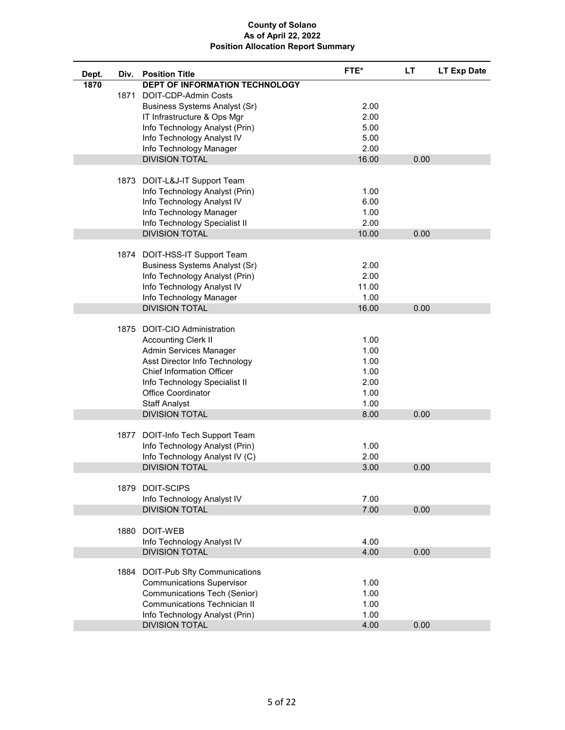**County of Solano**
**As of April 22, 2022**
**Position Allocation Report Summary**

| Dept. | Div. | Position Title | FTE* | LT | LT Exp Date |
|---|---|---|---|---|---|
| **1870** | | **DEPT OF INFORMATION TECHNOLOGY** | | | |
| | 1871 | DOIT-CDP-Admin Costs | | | |
| | | Business Systems Analyst (Sr) | 2.00 | | |
| | | IT Infrastructure & Ops Mgr | 2.00 | | |
| | | Info Technology Analyst (Prin) | 5.00 | | |
| | | Info Technology Analyst IV | 5.00 | | |
| | | Info Technology Manager | 2.00 | | |
| | | DIVISION TOTAL | 16.00 | 0.00 | |
| | 1873 | DOIT-L&J-IT Support Team | | | |
| | | Info Technology Analyst (Prin) | 1.00 | | |
| | | Info Technology Analyst IV | 6.00 | | |
| | | Info Technology Manager | 1.00 | | |
| | | Info Technology Specialist II | 2.00 | | |
| | | DIVISION TOTAL | 10.00 | 0.00 | |
| | 1874 | DOIT-HSS-IT Support Team | | | |
| | | Business Systems Analyst (Sr) | 2.00 | | |
| | | Info Technology Analyst (Prin) | 2.00 | | |
| | | Info Technology Analyst IV | 11.00 | | |
| | | Info Technology Manager | 1.00 | | |
| | | DIVISION TOTAL | 16.00 | 0.00 | |
| | 1875 | DOIT-CIO Administration | | | |
| | | Accounting Clerk II | 1.00 | | |
| | | Admin Services Manager | 1.00 | | |
| | | Asst Director Info Technology | 1.00 | | |
| | | Chief Information Officer | 1.00 | | |
| | | Info Technology Specialist II | 2.00 | | |
| | | Office Coordinator | 1.00 | | |
| | | Staff Analyst | 1.00 | | |
| | | DIVISION TOTAL | 8.00 | 0.00 | |
| | 1877 | DOIT-Info Tech Support Team | | | |
| | | Info Technology Analyst (Prin) | 1.00 | | |
| | | Info Technology Analyst IV (C) | 2.00 | | |
| | | DIVISION TOTAL | 3.00 | 0.00 | |
| | 1879 | DOIT-SCIPS | | | |
| | | Info Technology Analyst IV | 7.00 | | |
| | | DIVISION TOTAL | 7.00 | 0.00 | |
| | 1880 | DOIT-WEB | | | |
| | | Info Technology Analyst IV | 4.00 | | |
| | | DIVISION TOTAL | 4.00 | 0.00 | |
| | 1884 | DOIT-Pub Sfty Communications | | | |
| | | Communications Supervisor | 1.00 | | |
| | | Communications Tech (Senior) | 1.00 | | |
| | | Communications Technician II | 1.00 | | |
| | | Info Technology Analyst (Prin) | 1.00 | | |
| | | DIVISION TOTAL | 4.00 | 0.00 | |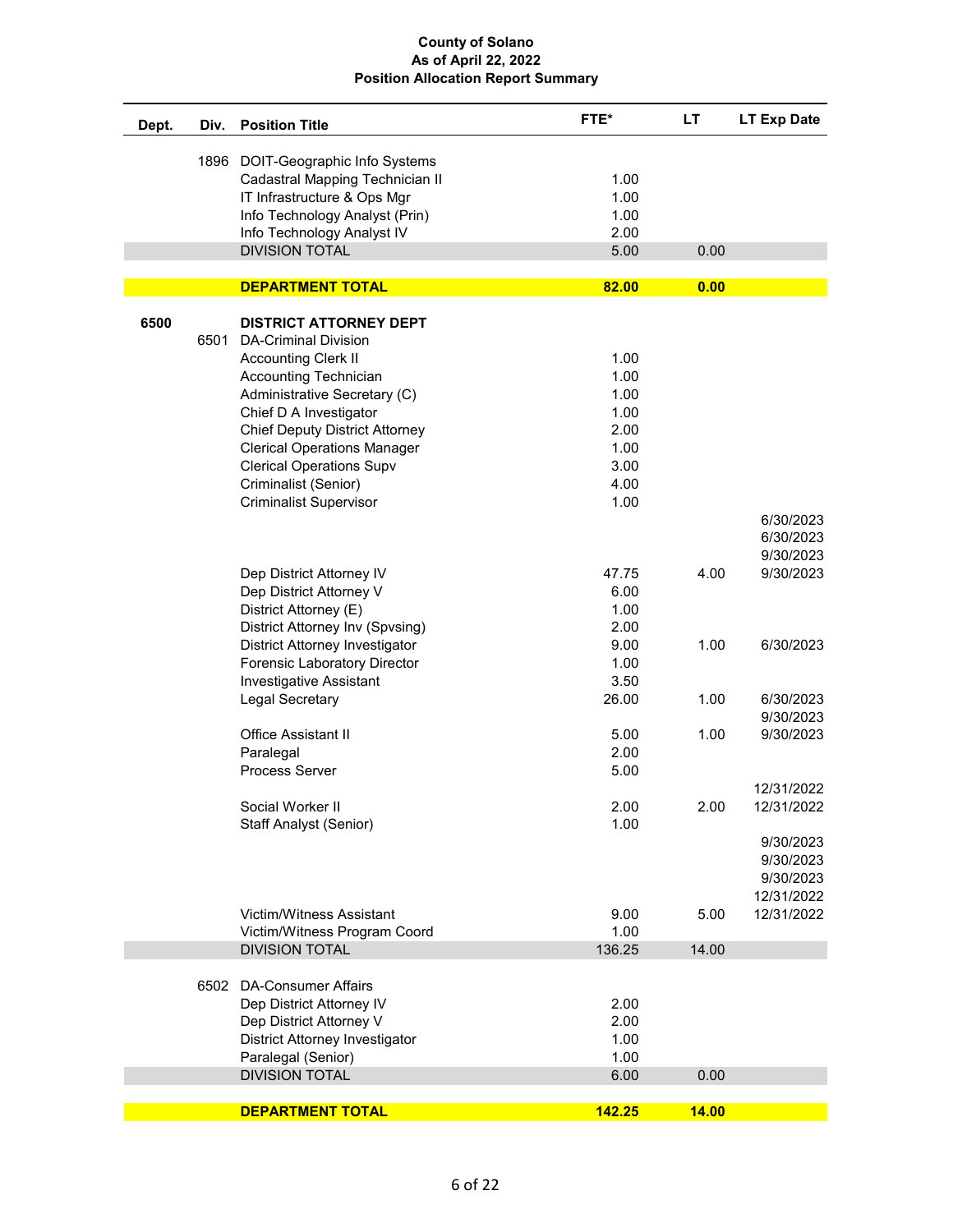**County of Solano**
**As of April 22, 2022**
**Position Allocation Report Summary**

| Dept. | Div. | Position Title | FTE* | LT | LT Exp Date |
|---|---|---|---|---|---|
| | 1896 | DOIT-Geographic Info Systems | | | |
| | | Cadastral Mapping Technician II | 1.00 | | |
| | | IT Infrastructure & Ops Mgr | 1.00 | | |
| | | Info Technology Analyst (Prin) | 1.00 | | |
| | | Info Technology Analyst IV | 2.00 | | |
| | | DIVISION TOTAL | 5.00 | 0.00 | |
| | | **DEPARTMENT TOTAL** | **82.00** | **0.00** | |
| **6500** | | **DISTRICT ATTORNEY DEPT** | | | |
| | 6501 | DA-Criminal Division | | | |
| | | Accounting Clerk II | 1.00 | | |
| | | Accounting Technician | 1.00 | | |
| | | Administrative Secretary (C) | 1.00 | | |
| | | Chief D A Investigator | 1.00 | | |
| | | Chief Deputy District Attorney | 2.00 | | |
| | | Clerical Operations Manager | 1.00 | | |
| | | Clerical Operations Supv | 3.00 | | |
| | | Criminalist (Senior) | 4.00 | | |
| | | Criminalist Supervisor | 1.00 | | |
| | | | | | 6/30/2023 |
| | | | | | 6/30/2023 |
| | | | | | 9/30/2023 |
| | | Dep District Attorney IV | 47.75 | 4.00 | 9/30/2023 |
| | | Dep District Attorney V | 6.00 | | |
| | | District Attorney (E) | 1.00 | | |
| | | District Attorney Inv (Spvsing) | 2.00 | | |
| | | District Attorney Investigator | 9.00 | 1.00 | 6/30/2023 |
| | | Forensic Laboratory Director | 1.00 | | |
| | | Investigative Assistant | 3.50 | | |
| | | Legal Secretary | 26.00 | 1.00 | 6/30/2023 |
| | | | | | 9/30/2023 |
| | | Office Assistant II | 5.00 | 1.00 | 9/30/2023 |
| | | Paralegal | 2.00 | | |
| | | Process Server | 5.00 | | |
| | | | | | 12/31/2022 |
| | | Social Worker II | 2.00 | 2.00 | 12/31/2022 |
| | | Staff Analyst (Senior) | 1.00 | | |
| | | | | | 9/30/2023 |
| | | | | | 9/30/2023 |
| | | | | | 9/30/2023 |
| | | | | | 12/31/2022 |
| | | Victim/Witness Assistant | 9.00 | 5.00 | 12/31/2022 |
| | | Victim/Witness Program Coord | 1.00 | | |
| | | DIVISION TOTAL | 136.25 | 14.00 | |
| | 6502 | DA-Consumer Affairs | | | |
| | | Dep District Attorney IV | 2.00 | | |
| | | Dep District Attorney V | 2.00 | | |
| | | District Attorney Investigator | 1.00 | | |
| | | Paralegal (Senior) | 1.00 | | |
| | | DIVISION TOTAL | 6.00 | 0.00 | |
| | | **DEPARTMENT TOTAL** | **142.25** | **14.00** | |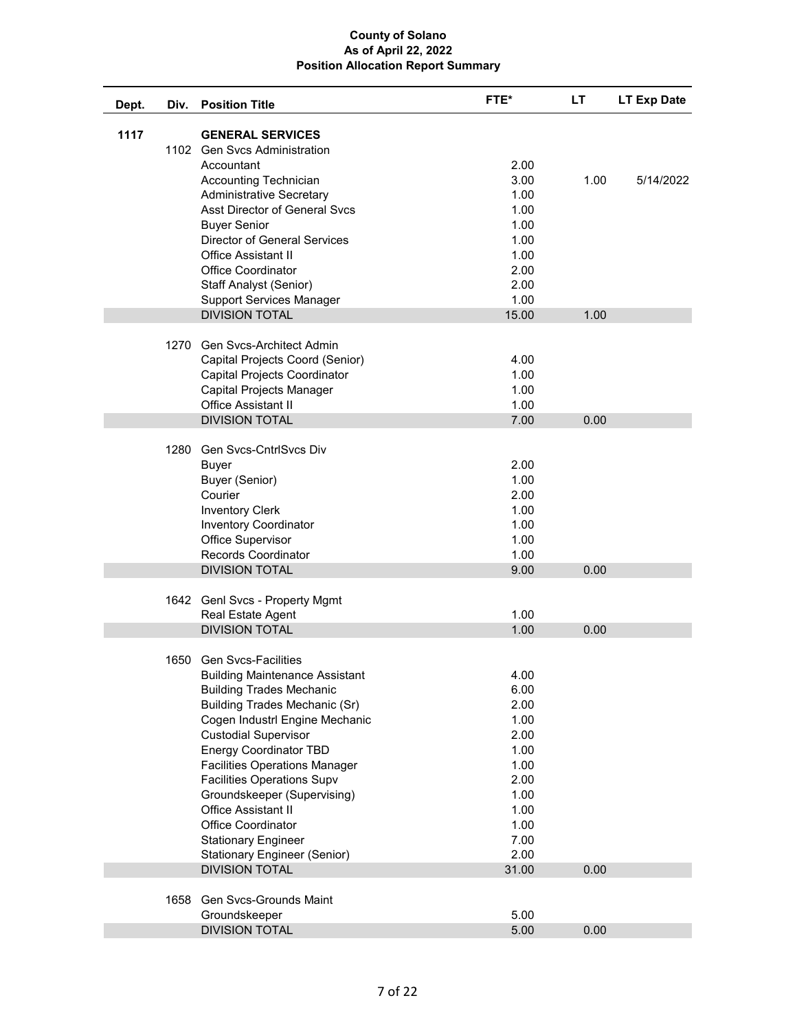**County of Solano**
**As of April 22, 2022**
**Position Allocation Report Summary**

| Dept. | Div. | Position Title | FTE* | LT | LT Exp Date |
|---|---|---|---|---|---|
| **1117** | | **GENERAL SERVICES** | | | |
| | 1102 | Gen Svcs Administration | | | |
| | | Accountant | 2.00 | | |
| | | Accounting Technician | 3.00 | 1.00 | 5/14/2022 |
| | | Administrative Secretary | 1.00 | | |
| | | Asst Director of General Svcs | 1.00 | | |
| | | Buyer Senior | 1.00 | | |
| | | Director of General Services | 1.00 | | |
| | | Office Assistant II | 1.00 | | |
| | | Office Coordinator | 2.00 | | |
| | | Staff Analyst (Senior) | 2.00 | | |
| | | Support Services Manager | 1.00 | | |
| | | DIVISION TOTAL | 15.00 | 1.00 | |
| | 1270 | Gen Svcs-Architect Admin | | | |
| | | Capital Projects Coord (Senior) | 4.00 | | |
| | | Capital Projects Coordinator | 1.00 | | |
| | | Capital Projects Manager | 1.00 | | |
| | | Office Assistant II | 1.00 | | |
| | | DIVISION TOTAL | 7.00 | 0.00 | |
| | 1280 | Gen Svcs-CntrlSvcs Div | | | |
| | | Buyer | 2.00 | | |
| | | Buyer (Senior) | 1.00 | | |
| | | Courier | 2.00 | | |
| | | Inventory Clerk | 1.00 | | |
| | | Inventory Coordinator | 1.00 | | |
| | | Office Supervisor | 1.00 | | |
| | | Records Coordinator | 1.00 | | |
| | | DIVISION TOTAL | 9.00 | 0.00 | |
| | 1642 | Genl Svcs - Property Mgmt | | | |
| | | Real Estate Agent | 1.00 | | |
| | | DIVISION TOTAL | 1.00 | 0.00 | |
| | 1650 | Gen Svcs-Facilities | | | |
| | | Building Maintenance Assistant | 4.00 | | |
| | | Building Trades Mechanic | 6.00 | | |
| | | Building Trades Mechanic (Sr) | 2.00 | | |
| | | Cogen Industrl Engine Mechanic | 1.00 | | |
| | | Custodial Supervisor | 2.00 | | |
| | | Energy Coordinator TBD | 1.00 | | |
| | | Facilities Operations Manager | 1.00 | | |
| | | Facilities Operations Supv | 2.00 | | |
| | | Groundskeeper (Supervising) | 1.00 | | |
| | | Office Assistant II | 1.00 | | |
| | | Office Coordinator | 1.00 | | |
| | | Stationary Engineer | 7.00 | | |
| | | Stationary Engineer (Senior) | 2.00 | | |
| | | DIVISION TOTAL | 31.00 | 0.00 | |
| | 1658 | Gen Svcs-Grounds Maint | | | |
| | | Groundskeeper | 5.00 | | |
| | | DIVISION TOTAL | 5.00 | 0.00 | |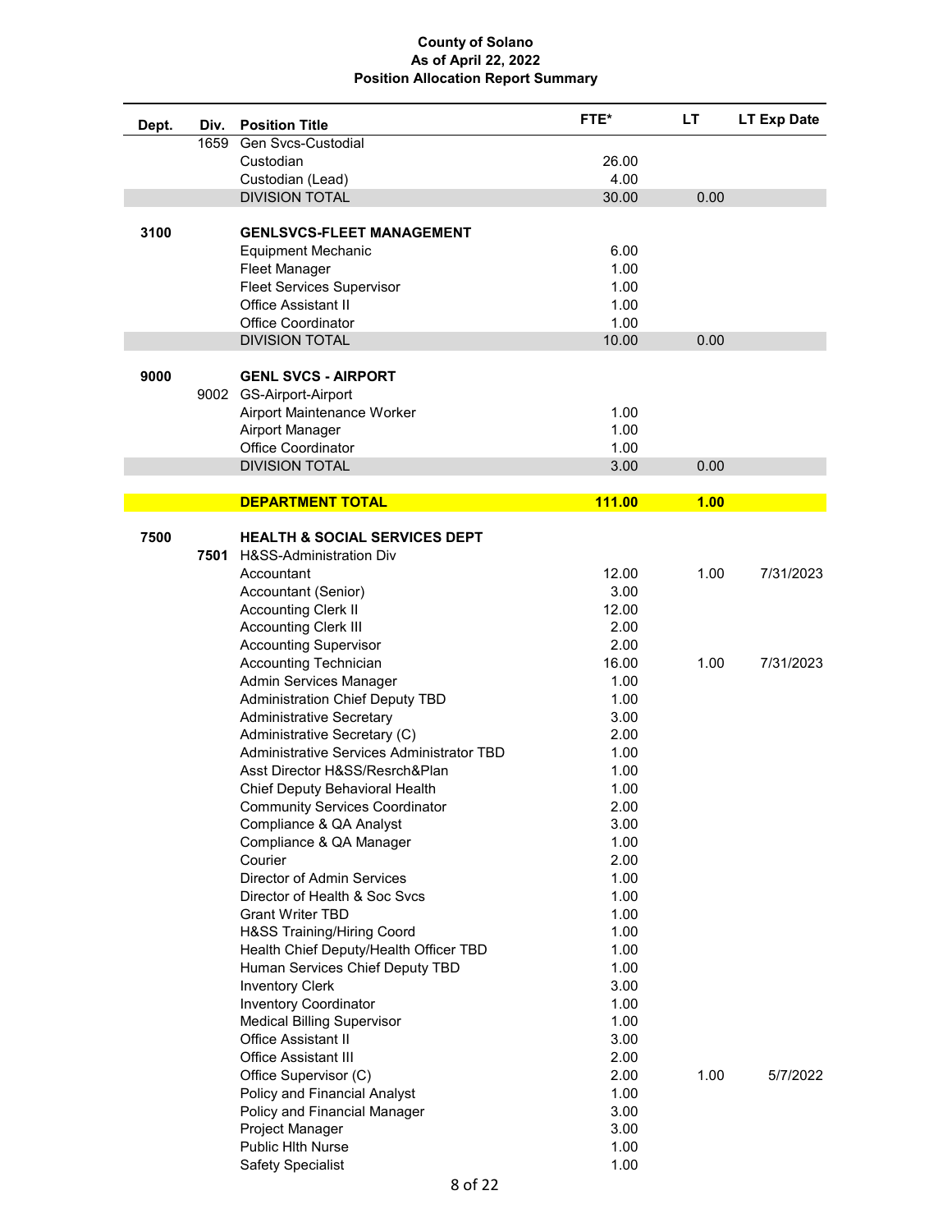**County of Solano**
**As of April 22, 2022**
**Position Allocation Report Summary**

| Dept. | Div. | Position Title | FTE* | LT | LT Exp Date |
|---|---|---|---|---|---|
| | 1659 | Gen Svcs-Custodial | | | |
| | | Custodian | 26.00 | | |
| | | Custodian (Lead) | 4.00 | | |
| | | DIVISION TOTAL | 30.00 | 0.00 | |
| | | | | | |
| **3100** | | **GENLSVCS-FLEET MANAGEMENT** | | | |
| | | Equipment Mechanic | 6.00 | | |
| | | Fleet Manager | 1.00 | | |
| | | Fleet Services Supervisor | 1.00 | | |
| | | Office Assistant II | 1.00 | | |
| | | Office Coordinator | 1.00 | | |
| | | DIVISION TOTAL | 10.00 | 0.00 | |
| | | | | | |
| **9000** | | **GENL SVCS - AIRPORT** | | | |
| | 9002 | GS-Airport-Airport | | | |
| | | Airport Maintenance Worker | 1.00 | | |
| | | Airport Manager | 1.00 | | |
| | | Office Coordinator | 1.00 | | |
| | | DIVISION TOTAL | 3.00 | 0.00 | |
| | | | | | |
| | | **DEPARTMENT TOTAL** | **111.00** | **1.00** | |
| | | | | | |
| **7500** | | **HEALTH & SOCIAL SERVICES DEPT** | | | |
| | **7501** | H&SS-Administration Div | | | |
| | | Accountant | 12.00 | 1.00 | 7/31/2023 |
| | | Accountant (Senior) | 3.00 | | |
| | | Accounting Clerk II | 12.00 | | |
| | | Accounting Clerk III | 2.00 | | |
| | | Accounting Supervisor | 2.00 | | |
| | | Accounting Technician | 16.00 | 1.00 | 7/31/2023 |
| | | Admin Services Manager | 1.00 | | |
| | | Administration Chief Deputy TBD | 1.00 | | |
| | | Administrative Secretary | 3.00 | | |
| | | Administrative Secretary (C) | 2.00 | | |
| | | Administrative Services Administrator TBD | 1.00 | | |
| | | Asst Director H&SS/Resrch&Plan | 1.00 | | |
| | | Chief Deputy Behavioral Health | 1.00 | | |
| | | Community Services Coordinator | 2.00 | | |
| | | Compliance & QA Analyst | 3.00 | | |
| | | Compliance & QA Manager | 1.00 | | |
| | | Courier | 2.00 | | |
| | | Director of Admin Services | 1.00 | | |
| | | Director of Health & Soc Svcs | 1.00 | | |
| | | Grant Writer TBD | 1.00 | | |
| | | H&SS Training/Hiring Coord | 1.00 | | |
| | | Health Chief Deputy/Health Officer TBD | 1.00 | | |
| | | Human Services Chief Deputy TBD | 1.00 | | |
| | | Inventory Clerk | 3.00 | | |
| | | Inventory Coordinator | 1.00 | | |
| | | Medical Billing Supervisor | 1.00 | | |
| | | Office Assistant II | 3.00 | | |
| | | Office Assistant III | 2.00 | | |
| | | Office Supervisor (C) | 2.00 | 1.00 | 5/7/2022 |
| | | Policy and Financial Analyst | 1.00 | | |
| | | Policy and Financial Manager | 3.00 | | |
| | | Project Manager | 3.00 | | |
| | | Public Hlth Nurse | 1.00 | | |
| | | Safety Specialist | 1.00 | | |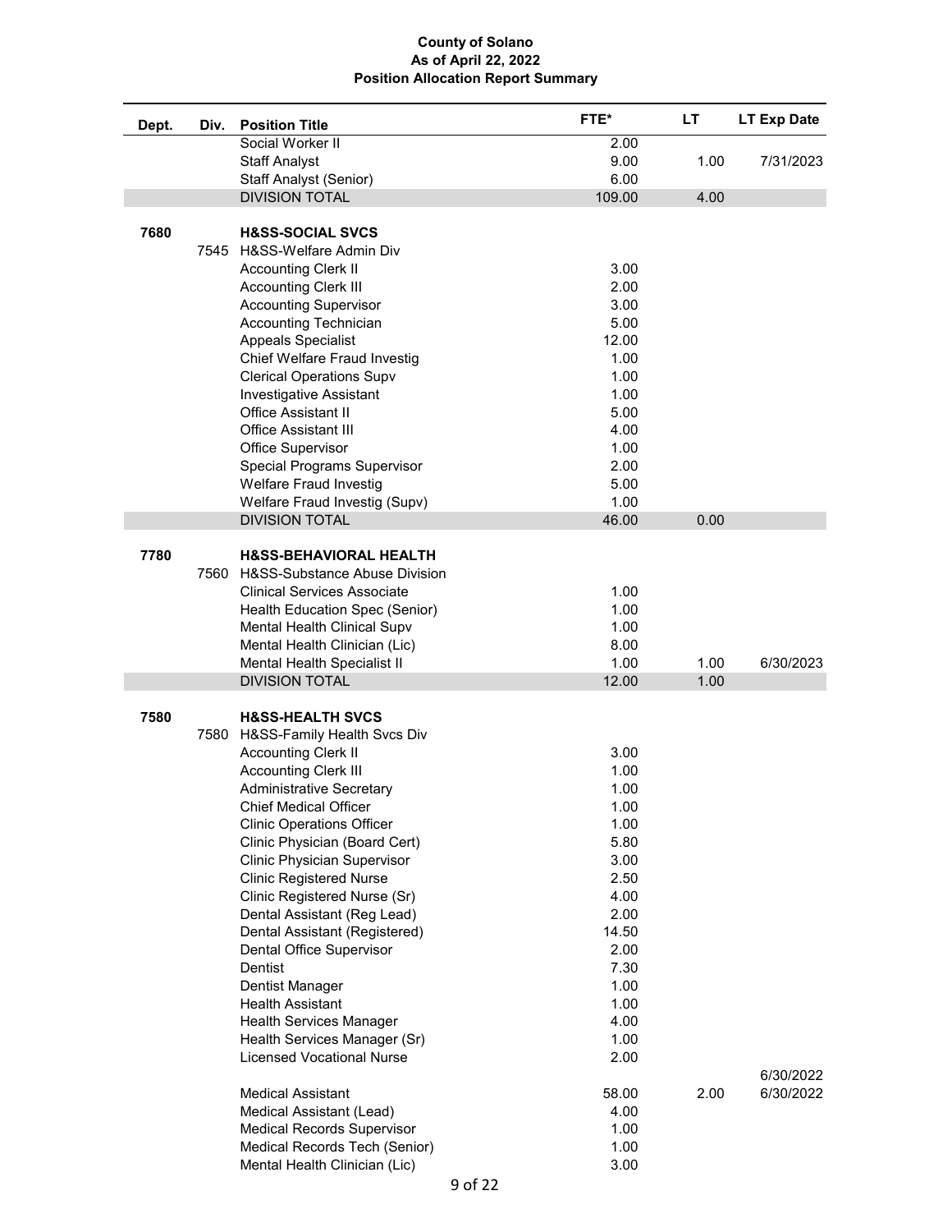**County of Solano**
**As of April 22, 2022**
**Position Allocation Report Summary**

| Dept. | Div. | Position Title | FTE* | LT | LT Exp Date |
|---|---|---|---|---|---|
| | | Social Worker II | 2.00 | | |
| | | Staff Analyst | 9.00 | 1.00 | 7/31/2023 |
| | | Staff Analyst (Senior) | 6.00 | | |
| | | DIVISION TOTAL | 109.00 | 4.00 | |
| **7680** | | **H&SS-SOCIAL SVCS** | | | |
| | 7545 | H&SS-Welfare Admin Div | | | |
| | | Accounting Clerk II | 3.00 | | |
| | | Accounting Clerk III | 2.00 | | |
| | | Accounting Supervisor | 3.00 | | |
| | | Accounting Technician | 5.00 | | |
| | | Appeals Specialist | 12.00 | | |
| | | Chief Welfare Fraud Investig | 1.00 | | |
| | | Clerical Operations Supv | 1.00 | | |
| | | Investigative Assistant | 1.00 | | |
| | | Office Assistant II | 5.00 | | |
| | | Office Assistant III | 4.00 | | |
| | | Office Supervisor | 1.00 | | |
| | | Special Programs Supervisor | 2.00 | | |
| | | Welfare Fraud Investig | 5.00 | | |
| | | Welfare Fraud Investig (Supv) | 1.00 | | |
| | | DIVISION TOTAL | 46.00 | 0.00 | |
| **7780** | | **H&SS-BEHAVIORAL HEALTH** | | | |
| | 7560 | H&SS-Substance Abuse Division | | | |
| | | Clinical Services Associate | 1.00 | | |
| | | Health Education Spec (Senior) | 1.00 | | |
| | | Mental Health Clinical Supv | 1.00 | | |
| | | Mental Health Clinician (Lic) | 8.00 | | |
| | | Mental Health Specialist II | 1.00 | 1.00 | 6/30/2023 |
| | | DIVISION TOTAL | 12.00 | 1.00 | |
| **7580** | | **H&SS-HEALTH SVCS** | | | |
| | 7580 | H&SS-Family Health Svcs Div | | | |
| | | Accounting Clerk II | 3.00 | | |
| | | Accounting Clerk III | 1.00 | | |
| | | Administrative Secretary | 1.00 | | |
| | | Chief Medical Officer | 1.00 | | |
| | | Clinic Operations Officer | 1.00 | | |
| | | Clinic Physician (Board Cert) | 5.80 | | |
| | | Clinic Physician Supervisor | 3.00 | | |
| | | Clinic Registered Nurse | 2.50 | | |
| | | Clinic Registered Nurse (Sr) | 4.00 | | |
| | | Dental Assistant (Reg Lead) | 2.00 | | |
| | | Dental Assistant (Registered) | 14.50 | | |
| | | Dental Office Supervisor | 2.00 | | |
| | | Dentist | 7.30 | | |
| | | Dentist Manager | 1.00 | | |
| | | Health Assistant | 1.00 | | |
| | | Health Services Manager | 4.00 | | |
| | | Health Services Manager (Sr) | 1.00 | | |
| | | Licensed Vocational Nurse | 2.00 | | |
| | | Medical Assistant | 58.00 | 2.00 | 6/30/2022<br>6/30/2022 |
| | | Medical Assistant (Lead) | 4.00 | | |
| | | Medical Records Supervisor | 1.00 | | |
| | | Medical Records Tech (Senior) | 1.00 | | |
| | | Mental Health Clinician (Lic) | 3.00 | | |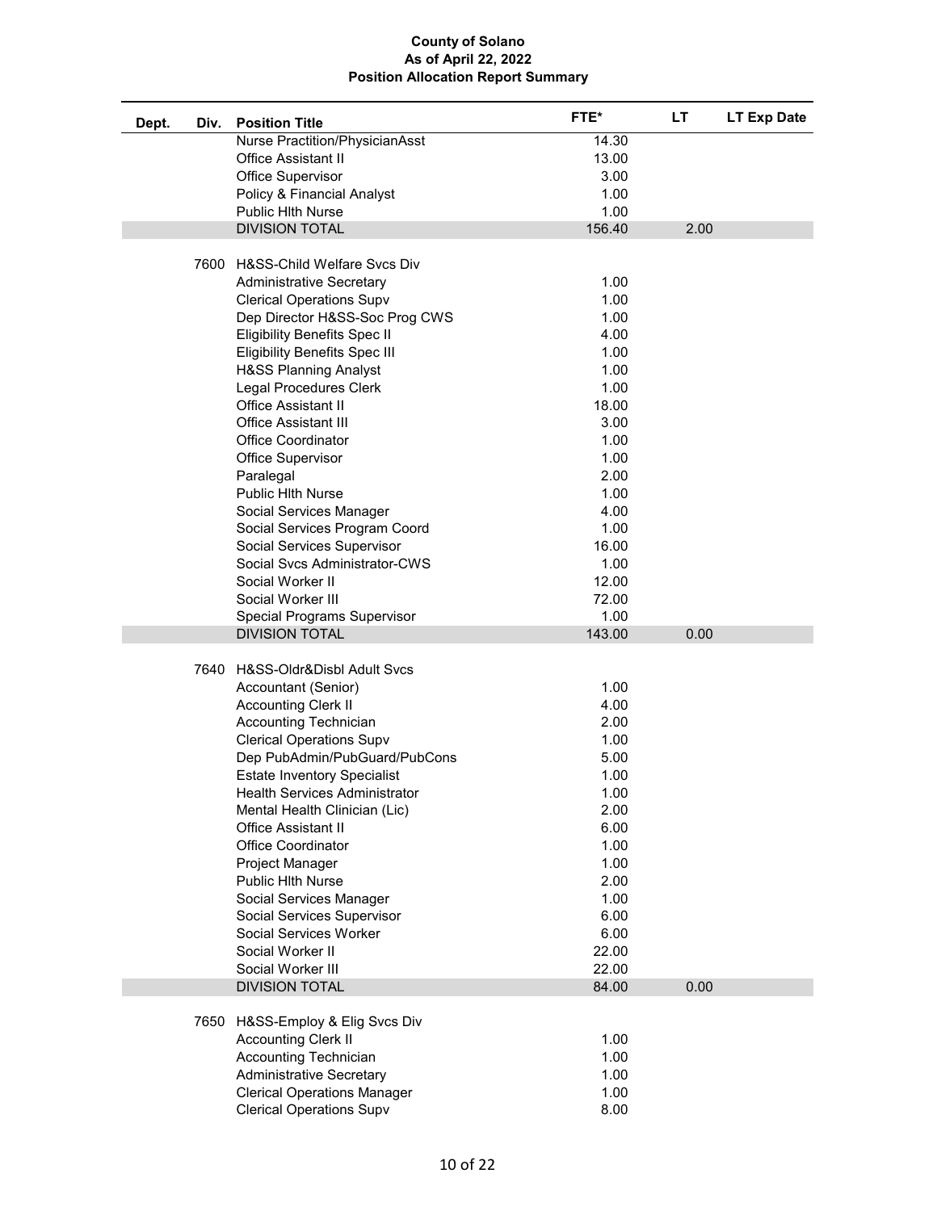**County of Solano**
**As of April 22, 2022**
**Position Allocation Report Summary**

| Dept. | Div. | Position Title | FTE* | LT | LT Exp Date |
|---|---|---|---|---|---|
| | | Nurse Practition/PhysicianAsst | 14.30 | | |
| | | Office Assistant II | 13.00 | | |
| | | Office Supervisor | 3.00 | | |
| | | Policy & Financial Analyst | 1.00 | | |
| | | Public Hlth Nurse | 1.00 | | |
| | | DIVISION TOTAL | 156.40 | 2.00 | |
| | 7600 | H&SS-Child Welfare Svcs Div | | | |
| | | Administrative Secretary | 1.00 | | |
| | | Clerical Operations Supv | 1.00 | | |
| | | Dep Director H&SS-Soc Prog CWS | 1.00 | | |
| | | Eligibility Benefits Spec II | 4.00 | | |
| | | Eligibility Benefits Spec III | 1.00 | | |
| | | H&SS Planning Analyst | 1.00 | | |
| | | Legal Procedures Clerk | 1.00 | | |
| | | Office Assistant II | 18.00 | | |
| | | Office Assistant III | 3.00 | | |
| | | Office Coordinator | 1.00 | | |
| | | Office Supervisor | 1.00 | | |
| | | Paralegal | 2.00 | | |
| | | Public Hlth Nurse | 1.00 | | |
| | | Social Services Manager | 4.00 | | |
| | | Social Services Program Coord | 1.00 | | |
| | | Social Services Supervisor | 16.00 | | |
| | | Social Svcs Administrator-CWS | 1.00 | | |
| | | Social Worker II | 12.00 | | |
| | | Social Worker III | 72.00 | | |
| | | Special Programs Supervisor | 1.00 | | |
| | | DIVISION TOTAL | 143.00 | 0.00 | |
| | 7640 | H&SS-Oldr&Disbl Adult Svcs | | | |
| | | Accountant (Senior) | 1.00 | | |
| | | Accounting Clerk II | 4.00 | | |
| | | Accounting Technician | 2.00 | | |
| | | Clerical Operations Supv | 1.00 | | |
| | | Dep PubAdmin/PubGuard/PubCons | 5.00 | | |
| | | Estate Inventory Specialist | 1.00 | | |
| | | Health Services Administrator | 1.00 | | |
| | | Mental Health Clinician (Lic) | 2.00 | | |
| | | Office Assistant II | 6.00 | | |
| | | Office Coordinator | 1.00 | | |
| | | Project Manager | 1.00 | | |
| | | Public Hlth Nurse | 2.00 | | |
| | | Social Services Manager | 1.00 | | |
| | | Social Services Supervisor | 6.00 | | |
| | | Social Services Worker | 6.00 | | |
| | | Social Worker II | 22.00 | | |
| | | Social Worker III | 22.00 | | |
| | | DIVISION TOTAL | 84.00 | 0.00 | |
| | 7650 | H&SS-Employ & Elig Svcs Div | | | |
| | | Accounting Clerk II | 1.00 | | |
| | | Accounting Technician | 1.00 | | |
| | | Administrative Secretary | 1.00 | | |
| | | Clerical Operations Manager | 1.00 | | |
| | | Clerical Operations Supv | 8.00 | | |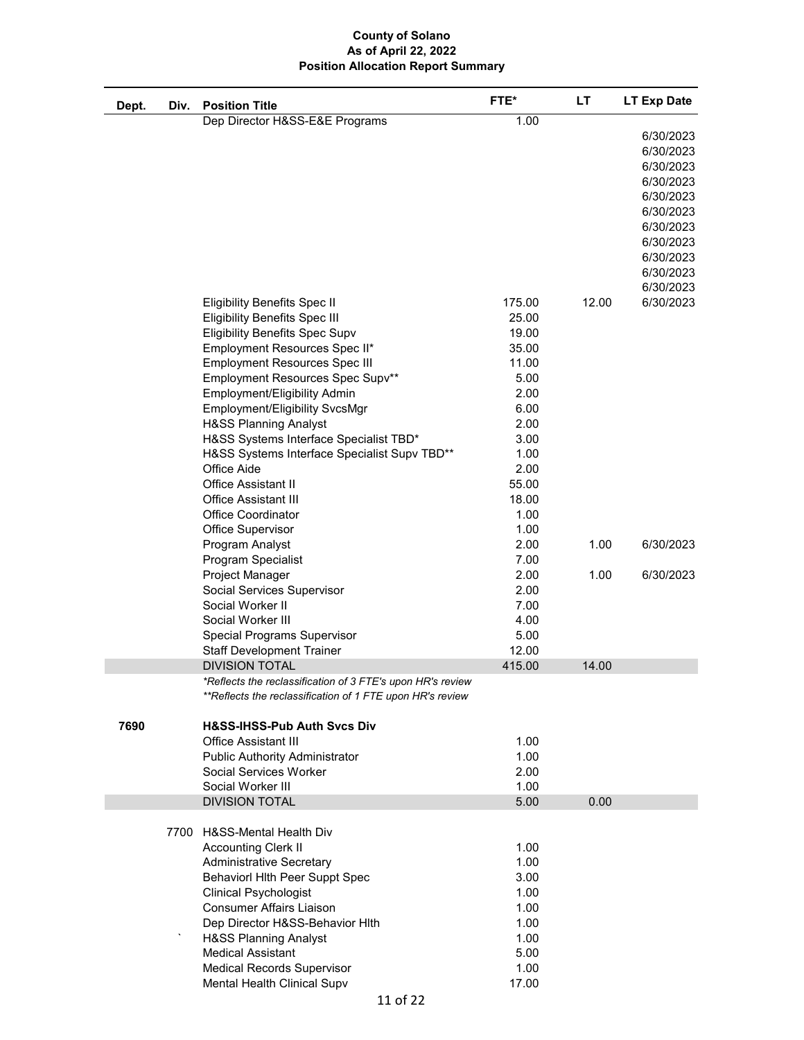# County of Solano
## As of April 22, 2022
## Position Allocation Report Summary

| Dept. | Div. | Position Title | FTE* | LT | LT Exp Date |
|---|---|---|---|---|---|
| | | Dep Director H&SS-E&E Programs | 1.00 | | |
| | | | | | 6/30/2023 |
| | | | | | 6/30/2023 |
| | | | | | 6/30/2023 |
| | | | | | 6/30/2023 |
| | | | | | 6/30/2023 |
| | | | | | 6/30/2023 |
| | | | | | 6/30/2023 |
| | | | | | 6/30/2023 |
| | | | | | 6/30/2023 |
| | | | | | 6/30/2023 |
| | | | | | 6/30/2023 |
| | | Eligibility Benefits Spec II | 175.00 | 12.00 | 6/30/2023 |
| | | Eligibility Benefits Spec III | 25.00 | | |
| | | Eligibility Benefits Spec Supv | 19.00 | | |
| | | Employment Resources Spec II* | 35.00 | | |
| | | Employment Resources Spec III | 11.00 | | |
| | | Employment Resources Spec Supv** | 5.00 | | |
| | | Employment/Eligibility Admin | 2.00 | | |
| | | Employment/Eligibility SvcsMgr | 6.00 | | |
| | | H&SS Planning Analyst | 2.00 | | |
| | | H&SS Systems Interface Specialist TBD* | 3.00 | | |
| | | H&SS Systems Interface Specialist Supv TBD** | 1.00 | | |
| | | Office Aide | 2.00 | | |
| | | Office Assistant II | 55.00 | | |
| | | Office Assistant III | 18.00 | | |
| | | Office Coordinator | 1.00 | | |
| | | Office Supervisor | 1.00 | | |
| | | Program Analyst | 2.00 | 1.00 | 6/30/2023 |
| | | Program Specialist | 7.00 | | |
| | | Project Manager | 2.00 | 1.00 | 6/30/2023 |
| | | Social Services Supervisor | 2.00 | | |
| | | Social Worker II | 7.00 | | |
| | | Social Worker III | 4.00 | | |
| | | Special Programs Supervisor | 5.00 | | |
| | | Staff Development Trainer | 12.00 | | |
| | | DIVISION TOTAL | 415.00 | 14.00 | |
| | | *\*Reflects the reclassification of 3 FTE's upon HR's review* | | | |
| | | *\*\*Reflects the reclassification of 1 FTE upon HR's review* | | | |
| | | | | | |
| **7690** | | **H&SS-IHSS-Pub Auth Svcs Div** | | | |
| | | Office Assistant III | 1.00 | | |
| | | Public Authority Administrator | 1.00 | | |
| | | Social Services Worker | 2.00 | | |
| | | Social Worker III | 1.00 | | |
| | | DIVISION TOTAL | 5.00 | 0.00 | |
| | | | | | |
| | 7700 | H&SS-Mental Health Div | | | |
| | | Accounting Clerk II | 1.00 | | |
| | | Administrative Secretary | 1.00 | | |
| | | Behaviorl Hlth Peer Suppt Spec | 3.00 | | |
| | | Clinical Psychologist | 1.00 | | |
| | | Consumer Affairs Liaison | 1.00 | | |
| | | Dep Director H&SS-Behavior Hlth | 1.00 | | |
| | ` | H&SS Planning Analyst | 1.00 | | |
| | | Medical Assistant | 5.00 | | |
| | | Medical Records Supervisor | 1.00 | | |
| | | Mental Health Clinical Supv | 17.00 | | |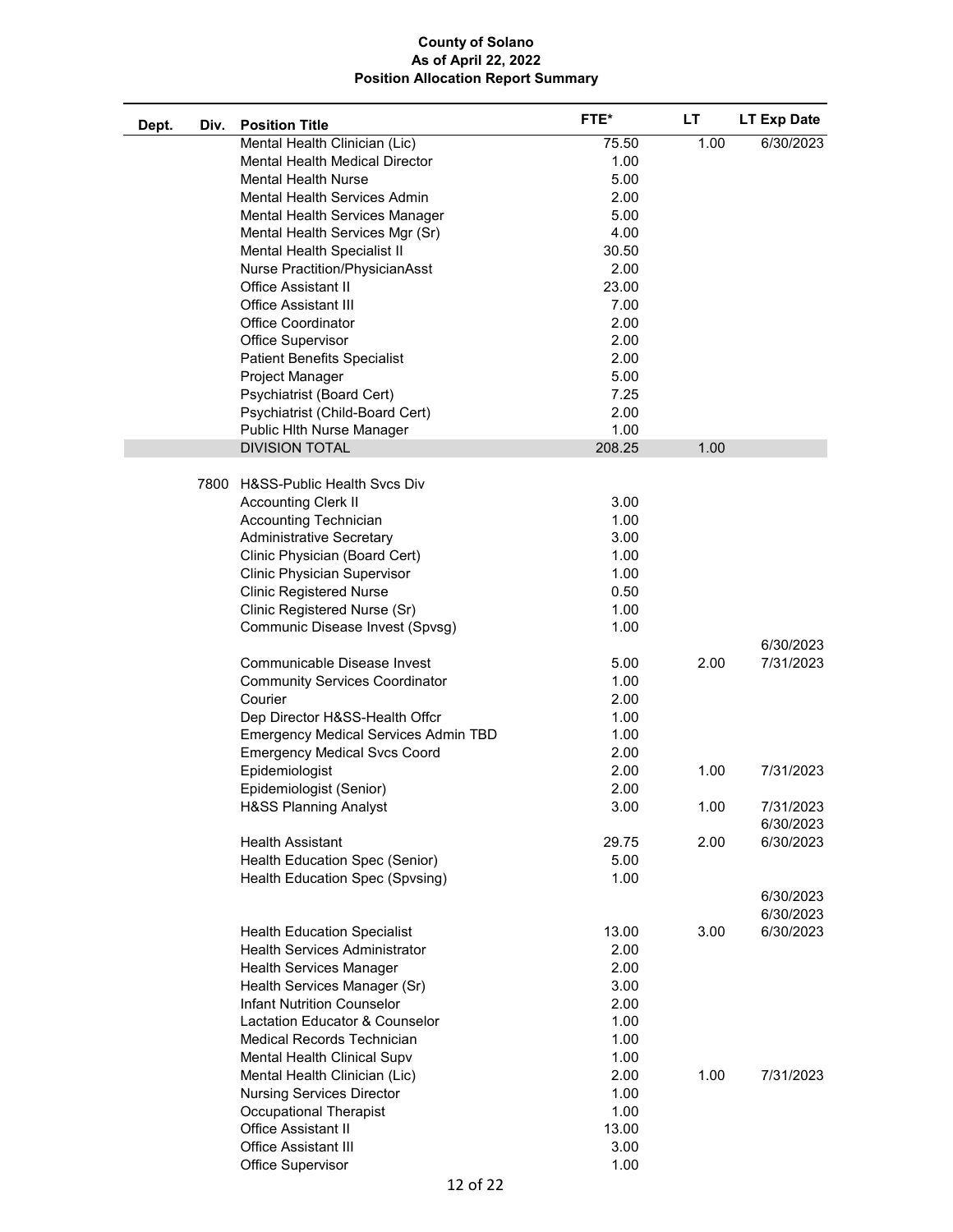**County of Solano**
**As of April 22, 2022**
**Position Allocation Report Summary**

| Dept. | Div. | Position Title | FTE* | LT | LT Exp Date |
|---|---|---|---|---|---|
| | | Mental Health Clinician (Lic) | 75.50 | 1.00 | 6/30/2023 |
| | | Mental Health Medical Director | 1.00 | | |
| | | Mental Health Nurse | 5.00 | | |
| | | Mental Health Services Admin | 2.00 | | |
| | | Mental Health Services Manager | 5.00 | | |
| | | Mental Health Services Mgr (Sr) | 4.00 | | |
| | | Mental Health Specialist II | 30.50 | | |
| | | Nurse Practition/PhysicianAsst | 2.00 | | |
| | | Office Assistant II | 23.00 | | |
| | | Office Assistant III | 7.00 | | |
| | | Office Coordinator | 2.00 | | |
| | | Office Supervisor | 2.00 | | |
| | | Patient Benefits Specialist | 2.00 | | |
| | | Project Manager | 5.00 | | |
| | | Psychiatrist (Board Cert) | 7.25 | | |
| | | Psychiatrist (Child-Board Cert) | 2.00 | | |
| | | Public Hlth Nurse Manager | 1.00 | | |
| | | DIVISION TOTAL | 208.25 | 1.00 | |
| | 7800 | H&SS-Public Health Svcs Div | | | |
| | | Accounting Clerk II | 3.00 | | |
| | | Accounting Technician | 1.00 | | |
| | | Administrative Secretary | 3.00 | | |
| | | Clinic Physician (Board Cert) | 1.00 | | |
| | | Clinic Physician Supervisor | 1.00 | | |
| | | Clinic Registered Nurse | 0.50 | | |
| | | Clinic Registered Nurse (Sr) | 1.00 | | |
| | | Communic Disease Invest (Spvsg) | 1.00 | | |
| | | Communicable Disease Invest | 5.00 | 2.00 | 6/30/2023<br>7/31/2023 |
| | | Community Services Coordinator | 1.00 | | |
| | | Courier | 2.00 | | |
| | | Dep Director H&SS-Health Offcr | 1.00 | | |
| | | Emergency Medical Services Admin TBD | 1.00 | | |
| | | Emergency Medical Svcs Coord | 2.00 | | |
| | | Epidemiologist | 2.00 | 1.00 | 7/31/2023 |
| | | Epidemiologist (Senior) | 2.00 | | |
| | | H&SS Planning Analyst | 3.00 | 1.00 | 7/31/2023 |
| | | Health Assistant | 29.75 | 2.00 | 6/30/2023<br>6/30/2023 |
| | | Health Education Spec (Senior) | 5.00 | | |
| | | Health Education Spec (Spvsing) | 1.00 | | |
| | | Health Education Specialist | 13.00 | 3.00 | 6/30/2023<br>6/30/2023<br>6/30/2023 |
| | | Health Services Administrator | 2.00 | | |
| | | Health Services Manager | 2.00 | | |
| | | Health Services Manager (Sr) | 3.00 | | |
| | | Infant Nutrition Counselor | 2.00 | | |
| | | Lactation Educator & Counselor | 1.00 | | |
| | | Medical Records Technician | 1.00 | | |
| | | Mental Health Clinical Supv | 1.00 | | |
| | | Mental Health Clinician (Lic) | 2.00 | 1.00 | 7/31/2023 |
| | | Nursing Services Director | 1.00 | | |
| | | Occupational Therapist | 1.00 | | |
| | | Office Assistant II | 13.00 | | |
| | | Office Assistant III | 3.00 | | |
| | | Office Supervisor | 1.00 | | |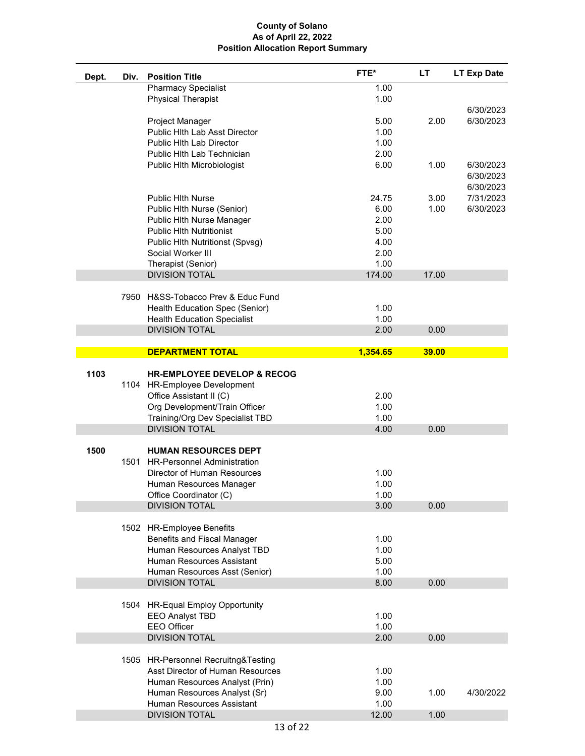**County of Solano**
**As of April 22, 2022**
**Position Allocation Report Summary**

| Dept. | Div. | Position Title | FTE* | LT | LT Exp Date |
|---|---|---|---|---|---|
| | | Pharmacy Specialist | 1.00 | | |
| | | Physical Therapist | 1.00 | | |
| | | | | | 6/30/2023 |
| | | Project Manager | 5.00 | 2.00 | 6/30/2023 |
| | | Public Hlth Lab Asst Director | 1.00 | | |
| | | Public Hlth Lab Director | 1.00 | | |
| | | Public Hlth Lab Technician | 2.00 | | |
| | | Public Hlth Microbiologist | 6.00 | 1.00 | 6/30/2023 |
| | | | | | 6/30/2023 |
| | | | | | 6/30/2023 |
| | | Public Hlth Nurse | 24.75 | 3.00 | 7/31/2023 |
| | | Public Hlth Nurse (Senior) | 6.00 | 1.00 | 6/30/2023 |
| | | Public Hlth Nurse Manager | 2.00 | | |
| | | Public Hlth Nutritionist | 5.00 | | |
| | | Public Hlth Nutritionst (Spvsg) | 4.00 | | |
| | | Social Worker III | 2.00 | | |
| | | Therapist (Senior) | 1.00 | | |
| | | DIVISION TOTAL | 174.00 | 17.00 | |
| | 7950 | H&SS-Tobacco Prev & Educ Fund | | | |
| | | Health Education Spec (Senior) | 1.00 | | |
| | | Health Education Specialist | 1.00 | | |
| | | DIVISION TOTAL | 2.00 | 0.00 | |
| | | **DEPARTMENT TOTAL** | **1,354.65** | **39.00** | |
| **1103** | | **HR-EMPLOYEE DEVELOP & RECOG** | | | |
| | 1104 | HR-Employee Development | | | |
| | | Office Assistant II (C) | 2.00 | | |
| | | Org Development/Train Officer | 1.00 | | |
| | | Training/Org Dev Specialist TBD | 1.00 | | |
| | | DIVISION TOTAL | 4.00 | 0.00 | |
| **1500** | | **HUMAN RESOURCES DEPT** | | | |
| | 1501 | HR-Personnel Administration | | | |
| | | Director of Human Resources | 1.00 | | |
| | | Human Resources Manager | 1.00 | | |
| | | Office Coordinator (C) | 1.00 | | |
| | | DIVISION TOTAL | 3.00 | 0.00 | |
| | 1502 | HR-Employee Benefits | | | |
| | | Benefits and Fiscal Manager | 1.00 | | |
| | | Human Resources Analyst TBD | 1.00 | | |
| | | Human Resources Assistant | 5.00 | | |
| | | Human Resources Asst (Senior) | 1.00 | | |
| | | DIVISION TOTAL | 8.00 | 0.00 | |
| | 1504 | HR-Equal Employ Opportunity | | | |
| | | EEO Analyst TBD | 1.00 | | |
| | | EEO Officer | 1.00 | | |
| | | DIVISION TOTAL | 2.00 | 0.00 | |
| | 1505 | HR-Personnel Recruitng&Testing | | | |
| | | Asst Director of Human Resources | 1.00 | | |
| | | Human Resources Analyst (Prin) | 1.00 | | |
| | | Human Resources Analyst (Sr) | 9.00 | 1.00 | 4/30/2022 |
| | | Human Resources Assistant | 1.00 | | |
| | | DIVISION TOTAL | 12.00 | 1.00 | |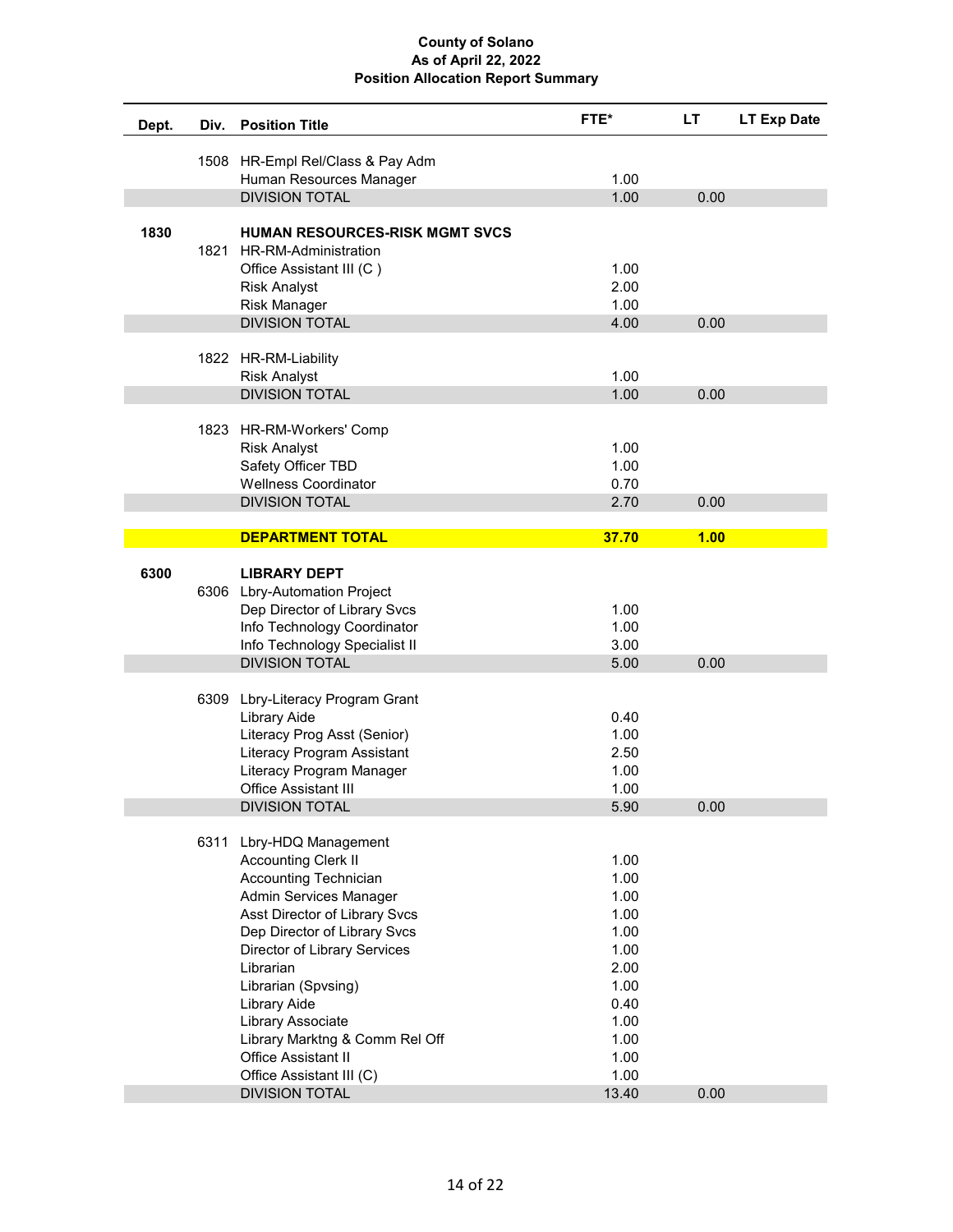**County of Solano**
**As of April 22, 2022**
**Position Allocation Report Summary**

| Dept. | Div. | Position Title | FTE* | LT | LT Exp Date |
|---|---|---|---|---|---|
| | 1508 | HR-Empl Rel/Class & Pay Adm | | | |
| | | Human Resources Manager | 1.00 | | |
| | | DIVISION TOTAL | 1.00 | 0.00 | |
| **1830** | | **HUMAN RESOURCES-RISK MGMT SVCS** | | | |
| | 1821 | HR-RM-Administration | | | |
| | | Office Assistant III (C ) | 1.00 | | |
| | | Risk Analyst | 2.00 | | |
| | | Risk Manager | 1.00 | | |
| | | DIVISION TOTAL | 4.00 | 0.00 | |
| | 1822 | HR-RM-Liability | | | |
| | | Risk Analyst | 1.00 | | |
| | | DIVISION TOTAL | 1.00 | 0.00 | |
| | 1823 | HR-RM-Workers' Comp | | | |
| | | Risk Analyst | 1.00 | | |
| | | Safety Officer TBD | 1.00 | | |
| | | Wellness Coordinator | 0.70 | | |
| | | DIVISION TOTAL | 2.70 | 0.00 | |
| | | **DEPARTMENT TOTAL** | **37.70** | **1.00** | |
| **6300** | | **LIBRARY DEPT** | | | |
| | 6306 | Lbry-Automation Project | | | |
| | | Dep Director of Library Svcs | 1.00 | | |
| | | Info Technology Coordinator | 1.00 | | |
| | | Info Technology Specialist II | 3.00 | | |
| | | DIVISION TOTAL | 5.00 | 0.00 | |
| | 6309 | Lbry-Literacy Program Grant | | | |
| | | Library Aide | 0.40 | | |
| | | Literacy Prog Asst (Senior) | 1.00 | | |
| | | Literacy Program Assistant | 2.50 | | |
| | | Literacy Program Manager | 1.00 | | |
| | | Office Assistant III | 1.00 | | |
| | | DIVISION TOTAL | 5.90 | 0.00 | |
| | 6311 | Lbry-HDQ Management | | | |
| | | Accounting Clerk II | 1.00 | | |
| | | Accounting Technician | 1.00 | | |
| | | Admin Services Manager | 1.00 | | |
| | | Asst Director of Library Svcs | 1.00 | | |
| | | Dep Director of Library Svcs | 1.00 | | |
| | | Director of Library Services | 1.00 | | |
| | | Librarian | 2.00 | | |
| | | Librarian (Spvsing) | 1.00 | | |
| | | Library Aide | 0.40 | | |
| | | Library Associate | 1.00 | | |
| | | Library Marktng & Comm Rel Off | 1.00 | | |
| | | Office Assistant II | 1.00 | | |
| | | Office Assistant III (C) | 1.00 | | |
| | | DIVISION TOTAL | 13.40 | 0.00 | |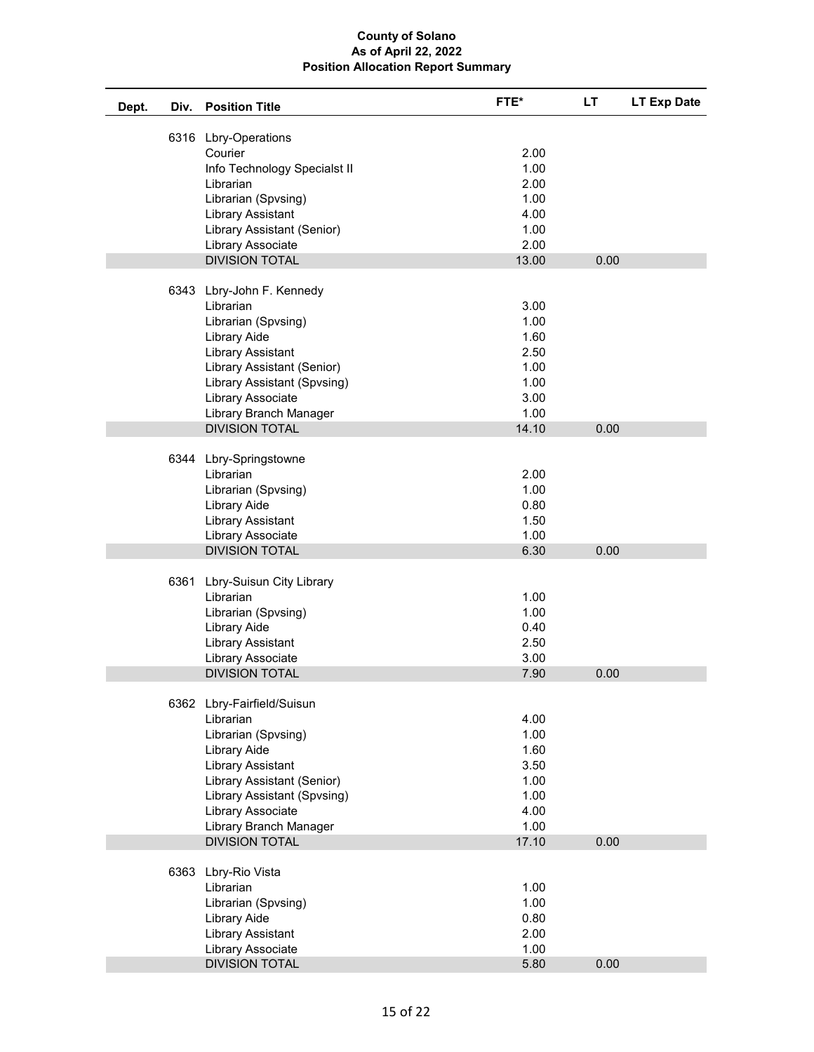**County of Solano**
**As of April 22, 2022**
**Position Allocation Report Summary**

| Dept. | Div. | Position Title | FTE* | LT | LT Exp Date |
|---|---|---|---|---|---|
| | 6316 | Lbry-Operations | | | |
| | | Courier | 2.00 | | |
| | | Info Technology Specialst II | 1.00 | | |
| | | Librarian | 2.00 | | |
| | | Librarian (Spvsing) | 1.00 | | |
| | | Library Assistant | 4.00 | | |
| | | Library Assistant (Senior) | 1.00 | | |
| | | Library Associate | 2.00 | | |
| | | DIVISION TOTAL | 13.00 | 0.00 | |
| | 6343 | Lbry-John F. Kennedy | | | |
| | | Librarian | 3.00 | | |
| | | Librarian (Spvsing) | 1.00 | | |
| | | Library Aide | 1.60 | | |
| | | Library Assistant | 2.50 | | |
| | | Library Assistant (Senior) | 1.00 | | |
| | | Library Assistant (Spvsing) | 1.00 | | |
| | | Library Associate | 3.00 | | |
| | | Library Branch Manager | 1.00 | | |
| | | DIVISION TOTAL | 14.10 | 0.00 | |
| | 6344 | Lbry-Springstowne | | | |
| | | Librarian | 2.00 | | |
| | | Librarian (Spvsing) | 1.00 | | |
| | | Library Aide | 0.80 | | |
| | | Library Assistant | 1.50 | | |
| | | Library Associate | 1.00 | | |
| | | DIVISION TOTAL | 6.30 | 0.00 | |
| | 6361 | Lbry-Suisun City Library | | | |
| | | Librarian | 1.00 | | |
| | | Librarian (Spvsing) | 1.00 | | |
| | | Library Aide | 0.40 | | |
| | | Library Assistant | 2.50 | | |
| | | Library Associate | 3.00 | | |
| | | DIVISION TOTAL | 7.90 | 0.00 | |
| | 6362 | Lbry-Fairfield/Suisun | | | |
| | | Librarian | 4.00 | | |
| | | Librarian (Spvsing) | 1.00 | | |
| | | Library Aide | 1.60 | | |
| | | Library Assistant | 3.50 | | |
| | | Library Assistant (Senior) | 1.00 | | |
| | | Library Assistant (Spvsing) | 1.00 | | |
| | | Library Associate | 4.00 | | |
| | | Library Branch Manager | 1.00 | | |
| | | DIVISION TOTAL | 17.10 | 0.00 | |
| | 6363 | Lbry-Rio Vista | | | |
| | | Librarian | 1.00 | | |
| | | Librarian (Spvsing) | 1.00 | | |
| | | Library Aide | 0.80 | | |
| | | Library Assistant | 2.00 | | |
| | | Library Associate | 1.00 | | |
| | | DIVISION TOTAL | 5.80 | 0.00 | |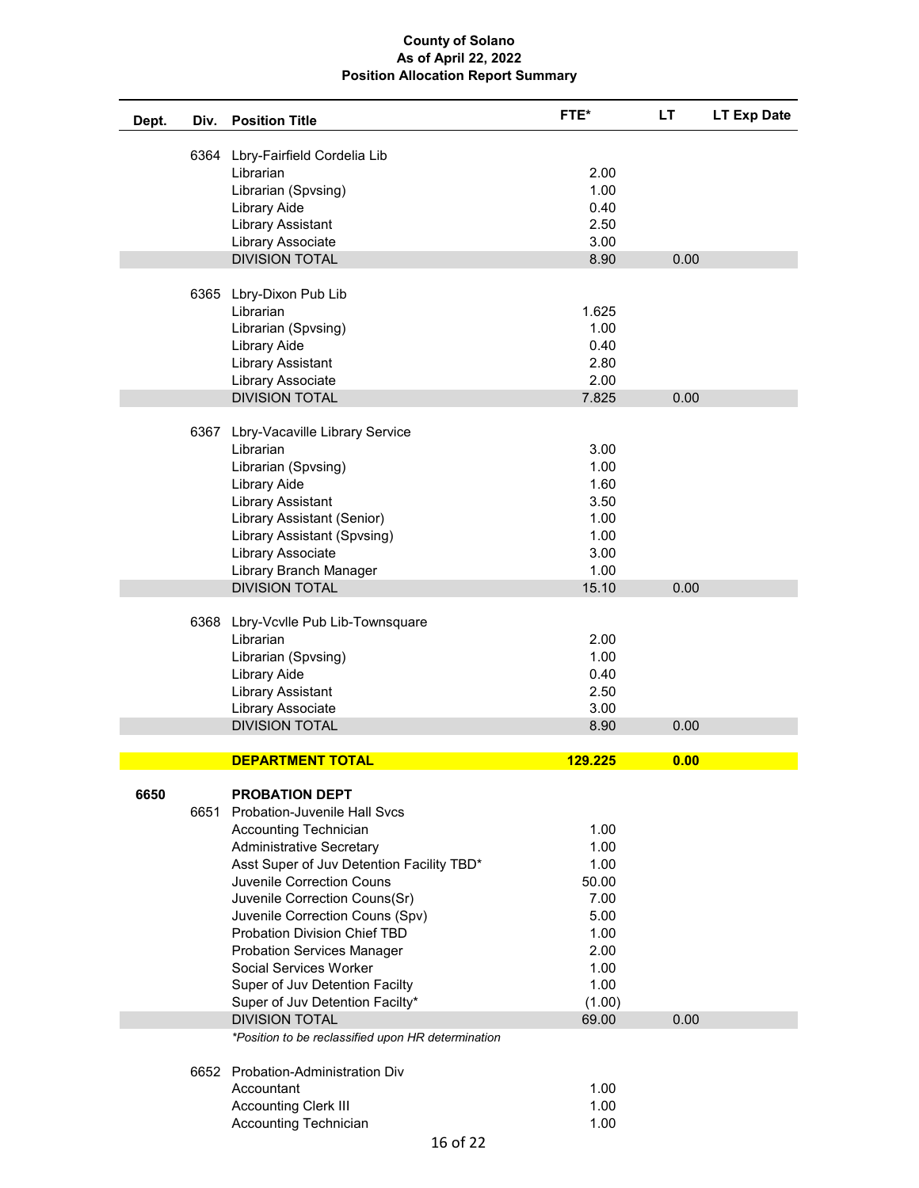# County of Solano
## As of April 22, 2022
## Position Allocation Report Summary

| Dept. | Div. | Position Title | FTE* | LT | LT Exp Date |
|---|---|---|---|---|---|
| | 6364 | Lbry-Fairfield Cordelia Lib | | | |
| | | Librarian | 2.00 | | |
| | | Librarian (Spvsing) | 1.00 | | |
| | | Library Aide | 0.40 | | |
| | | Library Assistant | 2.50 | | |
| | | Library Associate | 3.00 | | |
| | | DIVISION TOTAL | 8.90 | 0.00 | |
| | 6365 | Lbry-Dixon Pub Lib | | | |
| | | Librarian | 1.625 | | |
| | | Librarian (Spvsing) | 1.00 | | |
| | | Library Aide | 0.40 | | |
| | | Library Assistant | 2.80 | | |
| | | Library Associate | 2.00 | | |
| | | DIVISION TOTAL | 7.825 | 0.00 | |
| | 6367 | Lbry-Vacaville Library Service | | | |
| | | Librarian | 3.00 | | |
| | | Librarian (Spvsing) | 1.00 | | |
| | | Library Aide | 1.60 | | |
| | | Library Assistant | 3.50 | | |
| | | Library Assistant (Senior) | 1.00 | | |
| | | Library Assistant (Spvsing) | 1.00 | | |
| | | Library Associate | 3.00 | | |
| | | Library Branch Manager | 1.00 | | |
| | | DIVISION TOTAL | 15.10 | 0.00 | |
| | 6368 | Lbry-Vcvlle Pub Lib-Townsquare | | | |
| | | Librarian | 2.00 | | |
| | | Librarian (Spvsing) | 1.00 | | |
| | | Library Aide | 0.40 | | |
| | | Library Assistant | 2.50 | | |
| | | Library Associate | 3.00 | | |
| | | DIVISION TOTAL | 8.90 | 0.00 | |
| | | **DEPARTMENT TOTAL** | **129.225** | **0.00** | |
| **6650** | | **PROBATION DEPT** | | | |
| | 6651 | Probation-Juvenile Hall Svcs | | | |
| | | Accounting Technician | 1.00 | | |
| | | Administrative Secretary | 1.00 | | |
| | | Asst Super of Juv Detention Facility TBD* | 1.00 | | |
| | | Juvenile Correction Couns | 50.00 | | |
| | | Juvenile Correction Couns(Sr) | 7.00 | | |
| | | Juvenile Correction Couns (Spv) | 5.00 | | |
| | | Probation Division Chief TBD | 1.00 | | |
| | | Probation Services Manager | 2.00 | | |
| | | Social Services Worker | 1.00 | | |
| | | Super of Juv Detention Facilty | 1.00 | | |
| | | Super of Juv Detention Facilty* | (1.00) | | |
| | | DIVISION TOTAL | 69.00 | 0.00 | |
| | | *\*Position to be reclassified upon HR determination* | | | |
| | 6652 | Probation-Administration Div | | | |
| | | Accountant | 1.00 | | |
| | | Accounting Clerk III | 1.00 | | |
| | | Accounting Technician | 1.00 | | |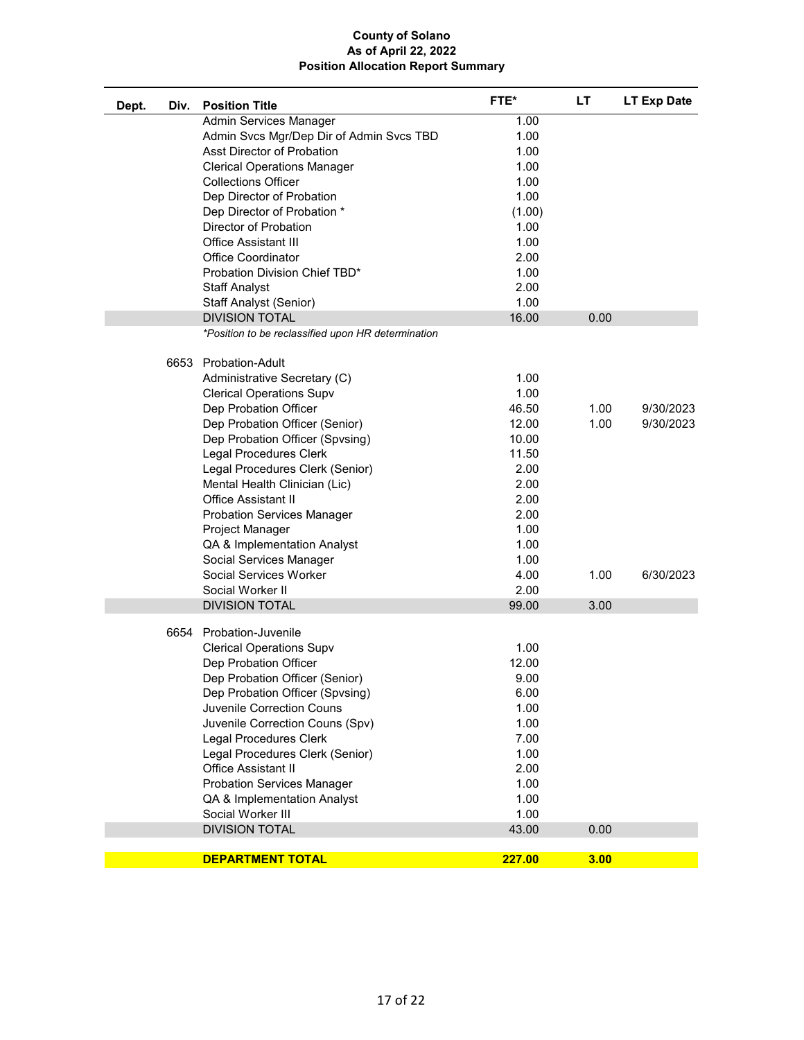**County of Solano**
**As of April 22, 2022**
**Position Allocation Report Summary**

| Dept. | Div. | Position Title | FTE* | LT | LT Exp Date |
|---|---|---|---|---|---|
| | | Admin Services Manager | 1.00 | | |
| | | Admin Svcs Mgr/Dep Dir of Admin Svcs TBD | 1.00 | | |
| | | Asst Director of Probation | 1.00 | | |
| | | Clerical Operations Manager | 1.00 | | |
| | | Collections Officer | 1.00 | | |
| | | Dep Director of Probation | 1.00 | | |
| | | Dep Director of Probation * | (1.00) | | |
| | | Director of Probation | 1.00 | | |
| | | Office Assistant III | 1.00 | | |
| | | Office Coordinator | 2.00 | | |
| | | Probation Division Chief TBD* | 1.00 | | |
| | | Staff Analyst | 2.00 | | |
| | | Staff Analyst (Senior) | 1.00 | | |
| | | DIVISION TOTAL | 16.00 | 0.00 | |
| | | *Position to be reclassified upon HR determination* | | | |
| | 6653 | Probation-Adult | | | |
| | | Administrative Secretary (C) | 1.00 | | |
| | | Clerical Operations Supv | 1.00 | | |
| | | Dep Probation Officer | 46.50 | 1.00 | 9/30/2023 |
| | | Dep Probation Officer (Senior) | 12.00 | 1.00 | 9/30/2023 |
| | | Dep Probation Officer (Spvsing) | 10.00 | | |
| | | Legal Procedures Clerk | 11.50 | | |
| | | Legal Procedures Clerk (Senior) | 2.00 | | |
| | | Mental Health Clinician (Lic) | 2.00 | | |
| | | Office Assistant II | 2.00 | | |
| | | Probation Services Manager | 2.00 | | |
| | | Project Manager | 1.00 | | |
| | | QA & Implementation Analyst | 1.00 | | |
| | | Social Services Manager | 1.00 | | |
| | | Social Services Worker | 4.00 | 1.00 | 6/30/2023 |
| | | Social Worker II | 2.00 | | |
| | | DIVISION TOTAL | 99.00 | 3.00 | |
| | 6654 | Probation-Juvenile | | | |
| | | Clerical Operations Supv | 1.00 | | |
| | | Dep Probation Officer | 12.00 | | |
| | | Dep Probation Officer (Senior) | 9.00 | | |
| | | Dep Probation Officer (Spvsing) | 6.00 | | |
| | | Juvenile Correction Couns | 1.00 | | |
| | | Juvenile Correction Couns (Spv) | 1.00 | | |
| | | Legal Procedures Clerk | 7.00 | | |
| | | Legal Procedures Clerk (Senior) | 1.00 | | |
| | | Office Assistant II | 2.00 | | |
| | | Probation Services Manager | 1.00 | | |
| | | QA & Implementation Analyst | 1.00 | | |
| | | Social Worker III | 1.00 | | |
| | | DIVISION TOTAL | 43.00 | 0.00 | |
| | | **DEPARTMENT TOTAL** | **227.00** | **3.00** | |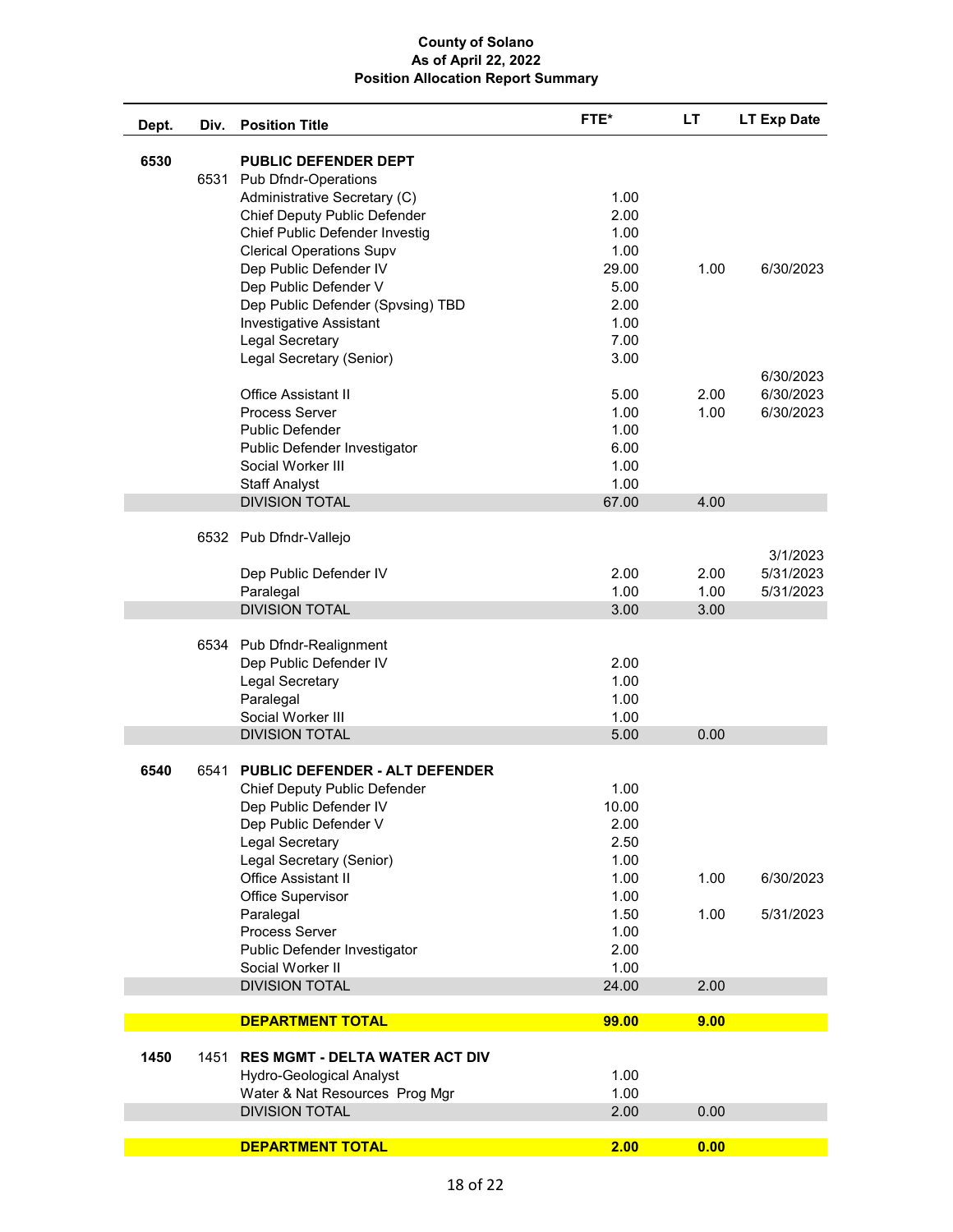**County of Solano**
**As of April 22, 2022**
**Position Allocation Report Summary**

| Dept. | Div. | Position Title | FTE* | LT | LT Exp Date |
|---|---|---|---|---|---|
| 6530 | | **PUBLIC DEFENDER DEPT** | | | |
| | 6531 | Pub Dfndr-Operations | | | |
| | | Administrative Secretary (C) | 1.00 | | |
| | | Chief Deputy Public Defender | 2.00 | | |
| | | Chief Public Defender Investig | 1.00 | | |
| | | Clerical Operations Supv | 1.00 | | |
| | | Dep Public Defender IV | 29.00 | 1.00 | 6/30/2023 |
| | | Dep Public Defender V | 5.00 | | |
| | | Dep Public Defender (Spvsing) TBD | 2.00 | | |
| | | Investigative Assistant | 1.00 | | |
| | | Legal Secretary | 7.00 | | |
| | | Legal Secretary (Senior) | 3.00 | | |
| | | | | | 6/30/2023 |
| | | Office Assistant II | 5.00 | 2.00 | 6/30/2023 |
| | | Process Server | 1.00 | 1.00 | 6/30/2023 |
| | | Public Defender | 1.00 | | |
| | | Public Defender Investigator | 6.00 | | |
| | | Social Worker III | 1.00 | | |
| | | Staff Analyst | 1.00 | | |
| | | DIVISION TOTAL | 67.00 | 4.00 | |
| | 6532 | Pub Dfndr-Vallejo | | | |
| | | | | | 3/1/2023 |
| | | Dep Public Defender IV | 2.00 | 2.00 | 5/31/2023 |
| | | Paralegal | 1.00 | 1.00 | 5/31/2023 |
| | | DIVISION TOTAL | 3.00 | 3.00 | |
| | 6534 | Pub Dfndr-Realignment | | | |
| | | Dep Public Defender IV | 2.00 | | |
| | | Legal Secretary | 1.00 | | |
| | | Paralegal | 1.00 | | |
| | | Social Worker III | 1.00 | | |
| | | DIVISION TOTAL | 5.00 | 0.00 | |
| 6540 | 6541 | **PUBLIC DEFENDER - ALT DEFENDER** | | | |
| | | Chief Deputy Public Defender | 1.00 | | |
| | | Dep Public Defender IV | 10.00 | | |
| | | Dep Public Defender V | 2.00 | | |
| | | Legal Secretary | 2.50 | | |
| | | Legal Secretary (Senior) | 1.00 | | |
| | | Office Assistant II | 1.00 | 1.00 | 6/30/2023 |
| | | Office Supervisor | 1.00 | | |
| | | Paralegal | 1.50 | 1.00 | 5/31/2023 |
| | | Process Server | 1.00 | | |
| | | Public Defender Investigator | 2.00 | | |
| | | Social Worker II | 1.00 | | |
| | | DIVISION TOTAL | 24.00 | 2.00 | |
| | | **DEPARTMENT TOTAL** | **99.00** | **9.00** | |
| 1450 | 1451 | **RES MGMT - DELTA WATER ACT DIV** | | | |
| | | Hydro-Geological Analyst | 1.00 | | |
| | | Water & Nat Resources Prog Mgr | 1.00 | | |
| | | DIVISION TOTAL | 2.00 | 0.00 | |
| | | **DEPARTMENT TOTAL** | **2.00** | **0.00** | |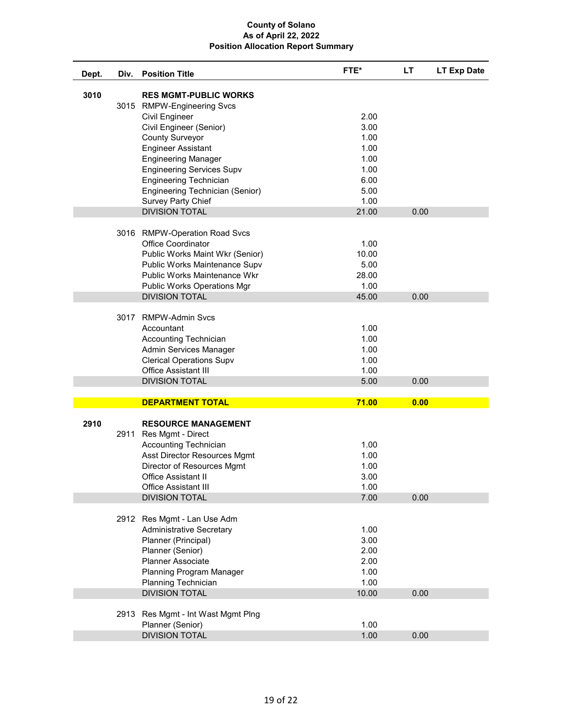**County of Solano**
**As of April 22, 2022**
**Position Allocation Report Summary**

| Dept. | Div. | Position Title | FTE* | LT | LT Exp Date |
|---|---|---|---|---|---|
| **3010** | | **RES MGMT-PUBLIC WORKS** | | | |
| | 3015 | RMPW-Engineering Svcs | | | |
| | | Civil Engineer | 2.00 | | |
| | | Civil Engineer (Senior) | 3.00 | | |
| | | County Surveyor | 1.00 | | |
| | | Engineer Assistant | 1.00 | | |
| | | Engineering Manager | 1.00 | | |
| | | Engineering Services Supv | 1.00 | | |
| | | Engineering Technician | 6.00 | | |
| | | Engineering Technician (Senior) | 5.00 | | |
| | | Survey Party Chief | 1.00 | | |
| | | DIVISION TOTAL | 21.00 | 0.00 | |
| | 3016 | RMPW-Operation Road Svcs | | | |
| | | Office Coordinator | 1.00 | | |
| | | Public Works Maint Wkr (Senior) | 10.00 | | |
| | | Public Works Maintenance Supv | 5.00 | | |
| | | Public Works Maintenance Wkr | 28.00 | | |
| | | Public Works Operations Mgr | 1.00 | | |
| | | DIVISION TOTAL | 45.00 | 0.00 | |
| | 3017 | RMPW-Admin Svcs | | | |
| | | Accountant | 1.00 | | |
| | | Accounting Technician | 1.00 | | |
| | | Admin Services Manager | 1.00 | | |
| | | Clerical Operations Supv | 1.00 | | |
| | | Office Assistant III | 1.00 | | |
| | | DIVISION TOTAL | 5.00 | 0.00 | |
| | | **DEPARTMENT TOTAL** | **71.00** | **0.00** | |
| **2910** | | **RESOURCE MANAGEMENT** | | | |
| | 2911 | Res Mgmt - Direct | | | |
| | | Accounting Technician | 1.00 | | |
| | | Asst Director Resources Mgmt | 1.00 | | |
| | | Director of Resources Mgmt | 1.00 | | |
| | | Office Assistant II | 3.00 | | |
| | | Office Assistant III | 1.00 | | |
| | | DIVISION TOTAL | 7.00 | 0.00 | |
| | 2912 | Res Mgmt - Lan Use Adm | | | |
| | | Administrative Secretary | 1.00 | | |
| | | Planner (Principal) | 3.00 | | |
| | | Planner (Senior) | 2.00 | | |
| | | Planner Associate | 2.00 | | |
| | | Planning Program Manager | 1.00 | | |
| | | Planning Technician | 1.00 | | |
| | | DIVISION TOTAL | 10.00 | 0.00 | |
| | 2913 | Res Mgmt - Int Wast Mgmt Plng | | | |
| | | Planner (Senior) | 1.00 | | |
| | | DIVISION TOTAL | 1.00 | 0.00 | |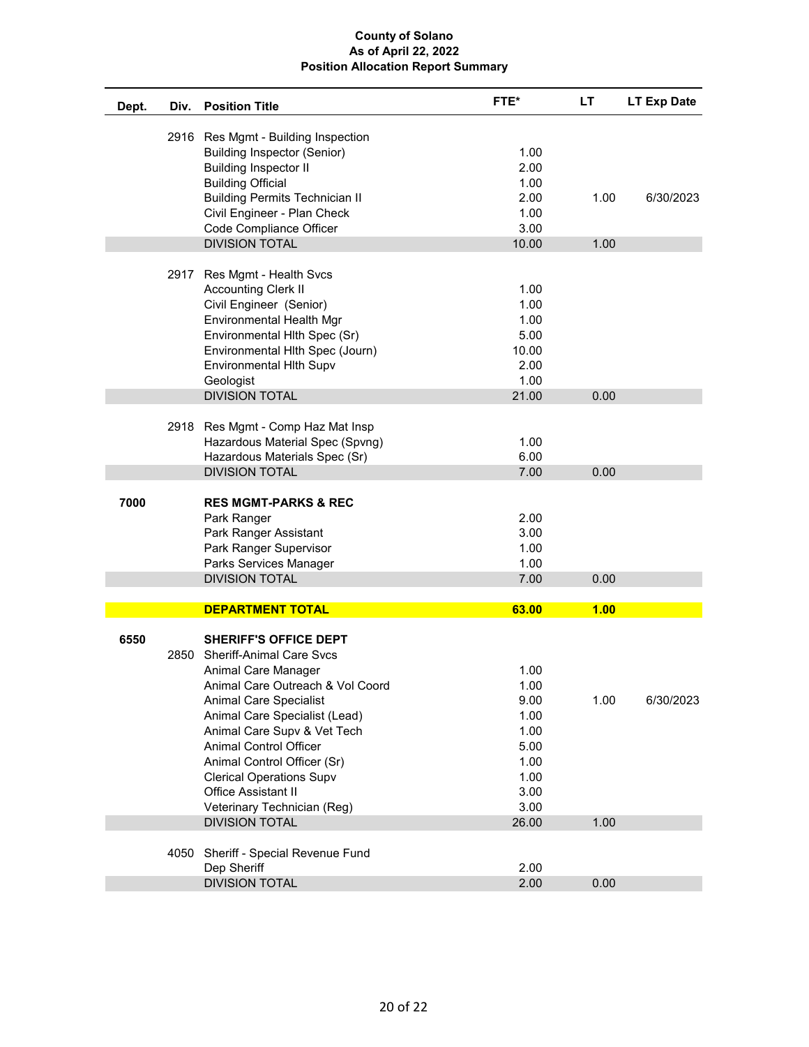**County of Solano**
**As of April 22, 2022**
**Position Allocation Report Summary**

| Dept. | Div. | Position Title | FTE* | LT | LT Exp Date |
|---|---|---|---|---|---|
| | 2916 | Res Mgmt - Building Inspection | | | |
| | | Building Inspector (Senior) | 1.00 | | |
| | | Building Inspector II | 2.00 | | |
| | | Building Official | 1.00 | | |
| | | Building Permits Technician II | 2.00 | 1.00 | 6/30/2023 |
| | | Civil Engineer - Plan Check | 1.00 | | |
| | | Code Compliance Officer | 3.00 | | |
| | | DIVISION TOTAL | 10.00 | 1.00 | |
| | 2917 | Res Mgmt - Health Svcs | | | |
| | | Accounting Clerk II | 1.00 | | |
| | | Civil Engineer (Senior) | 1.00 | | |
| | | Environmental Health Mgr | 1.00 | | |
| | | Environmental Hlth Spec (Sr) | 5.00 | | |
| | | Environmental Hlth Spec (Journ) | 10.00 | | |
| | | Environmental Hlth Supv | 2.00 | | |
| | | Geologist | 1.00 | | |
| | | DIVISION TOTAL | 21.00 | 0.00 | |
| | 2918 | Res Mgmt - Comp Haz Mat Insp | | | |
| | | Hazardous Material Spec (Spvng) | 1.00 | | |
| | | Hazardous Materials Spec (Sr) | 6.00 | | |
| | | DIVISION TOTAL | 7.00 | 0.00 | |
| **7000** | | **RES MGMT-PARKS & REC** | | | |
| | | Park Ranger | 2.00 | | |
| | | Park Ranger Assistant | 3.00 | | |
| | | Park Ranger Supervisor | 1.00 | | |
| | | Parks Services Manager | 1.00 | | |
| | | DIVISION TOTAL | 7.00 | 0.00 | |
| | | **DEPARTMENT TOTAL** | **63.00** | **1.00** | |
| **6550** | | **SHERIFF'S OFFICE DEPT** | | | |
| | 2850 | Sheriff-Animal Care Svcs | | | |
| | | Animal Care Manager | 1.00 | | |
| | | Animal Care Outreach & Vol Coord | 1.00 | | |
| | | Animal Care Specialist | 9.00 | 1.00 | 6/30/2023 |
| | | Animal Care Specialist (Lead) | 1.00 | | |
| | | Animal Care Supv & Vet Tech | 1.00 | | |
| | | Animal Control Officer | 5.00 | | |
| | | Animal Control Officer (Sr) | 1.00 | | |
| | | Clerical Operations Supv | 1.00 | | |
| | | Office Assistant II | 3.00 | | |
| | | Veterinary Technician (Reg) | 3.00 | | |
| | | DIVISION TOTAL | 26.00 | 1.00 | |
| | 4050 | Sheriff - Special Revenue Fund | | | |
| | | Dep Sheriff | 2.00 | | |
| | | DIVISION TOTAL | 2.00 | 0.00 | |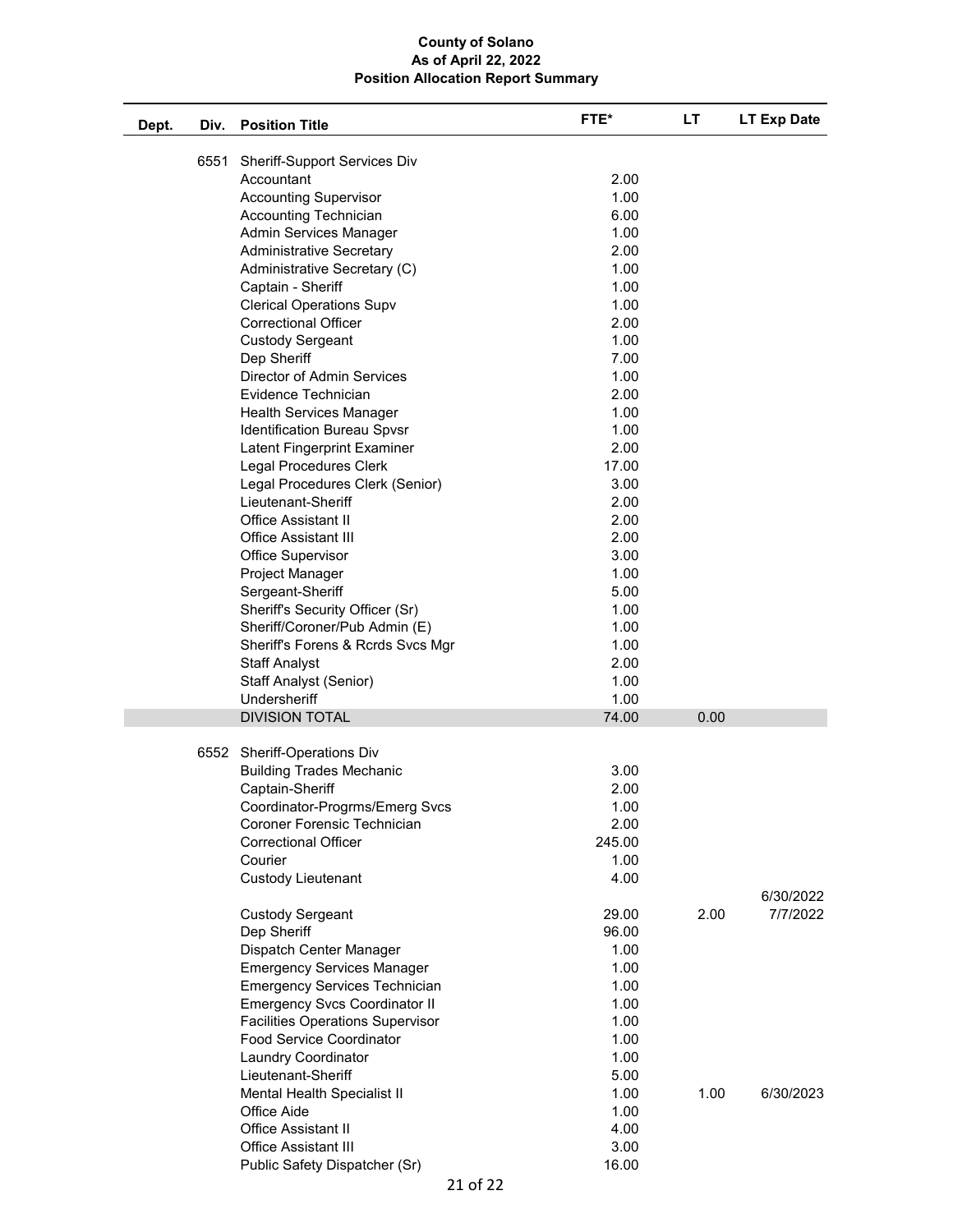**County of Solano**
**As of April 22, 2022**
**Position Allocation Report Summary**

| Dept. | Div. | Position Title | FTE* | LT | LT Exp Date |
|---|---|---|---|---|---|
| | 6551 | Sheriff-Support Services Div | | | |
| | | Accountant | 2.00 | | |
| | | Accounting Supervisor | 1.00 | | |
| | | Accounting Technician | 6.00 | | |
| | | Admin Services Manager | 1.00 | | |
| | | Administrative Secretary | 2.00 | | |
| | | Administrative Secretary (C) | 1.00 | | |
| | | Captain - Sheriff | 1.00 | | |
| | | Clerical Operations Supv | 1.00 | | |
| | | Correctional Officer | 2.00 | | |
| | | Custody Sergeant | 1.00 | | |
| | | Dep Sheriff | 7.00 | | |
| | | Director of Admin Services | 1.00 | | |
| | | Evidence Technician | 2.00 | | |
| | | Health Services Manager | 1.00 | | |
| | | Identification Bureau Spvsr | 1.00 | | |
| | | Latent Fingerprint Examiner | 2.00 | | |
| | | Legal Procedures Clerk | 17.00 | | |
| | | Legal Procedures Clerk (Senior) | 3.00 | | |
| | | Lieutenant-Sheriff | 2.00 | | |
| | | Office Assistant II | 2.00 | | |
| | | Office Assistant III | 2.00 | | |
| | | Office Supervisor | 3.00 | | |
| | | Project Manager | 1.00 | | |
| | | Sergeant-Sheriff | 5.00 | | |
| | | Sheriff's Security Officer (Sr) | 1.00 | | |
| | | Sheriff/Coroner/Pub Admin (E) | 1.00 | | |
| | | Sheriff's Forens & Rcrds Svcs Mgr | 1.00 | | |
| | | Staff Analyst | 2.00 | | |
| | | Staff Analyst (Senior) | 1.00 | | |
| | | Undersheriff | 1.00 | | |
| | | DIVISION TOTAL | 74.00 | 0.00 | |
| | 6552 | Sheriff-Operations Div | | | |
| | | Building Trades Mechanic | 3.00 | | |
| | | Captain-Sheriff | 2.00 | | |
| | | Coordinator-Progrms/Emerg Svcs | 1.00 | | |
| | | Coroner Forensic Technician | 2.00 | | |
| | | Correctional Officer | 245.00 | | |
| | | Courier | 1.00 | | |
| | | Custody Lieutenant | 4.00 | | |
| | | Custody Sergeant | 29.00 | 2.00 | 6/30/2022 7/7/2022 |
| | | Dep Sheriff | 96.00 | | |
| | | Dispatch Center Manager | 1.00 | | |
| | | Emergency Services Manager | 1.00 | | |
| | | Emergency Services Technician | 1.00 | | |
| | | Emergency Svcs Coordinator II | 1.00 | | |
| | | Facilities Operations Supervisor | 1.00 | | |
| | | Food Service Coordinator | 1.00 | | |
| | | Laundry Coordinator | 1.00 | | |
| | | Lieutenant-Sheriff | 5.00 | | |
| | | Mental Health Specialist II | 1.00 | 1.00 | 6/30/2023 |
| | | Office Aide | 1.00 | | |
| | | Office Assistant II | 4.00 | | |
| | | Office Assistant III | 3.00 | | |
| | | Public Safety Dispatcher (Sr) | 16.00 | | |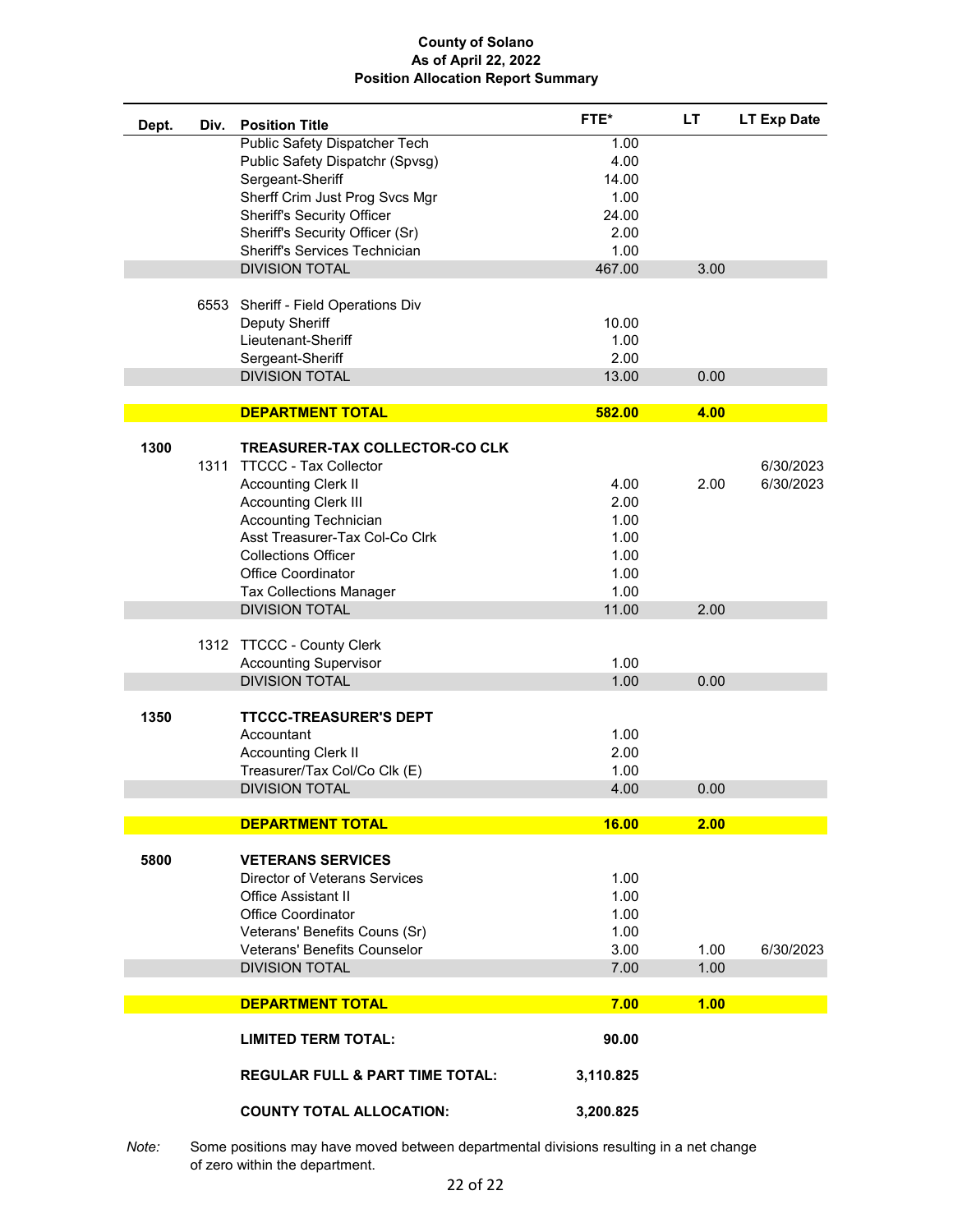**County of Solano**
**As of April 22, 2022**
**Position Allocation Report Summary**

| Dept. | Div. | Position Title | FTE* | LT | LT Exp Date |
|---|---|---|---|---|---|
| | | Public Safety Dispatcher Tech | 1.00 | | |
| | | Public Safety Dispatchr (Spvsg) | 4.00 | | |
| | | Sergeant-Sheriff | 14.00 | | |
| | | Sherff Crim Just Prog Svcs Mgr | 1.00 | | |
| | | Sheriff's Security Officer | 24.00 | | |
| | | Sheriff's Security Officer (Sr) | 2.00 | | |
| | | Sheriff's Services Technician | 1.00 | | |
| | | DIVISION TOTAL | 467.00 | 3.00 | |
| | 6553 | Sheriff - Field Operations Div | | | |
| | | Deputy Sheriff | 10.00 | | |
| | | Lieutenant-Sheriff | 1.00 | | |
| | | Sergeant-Sheriff | 2.00 | | |
| | | DIVISION TOTAL | 13.00 | 0.00 | |
| | | **DEPARTMENT TOTAL** | **582.00** | **4.00** | |
| **1300** | | **TREASURER-TAX COLLECTOR-CO CLK** | | | |
| | 1311 | TTCCC - Tax Collector | | | 6/30/2023 |
| | | Accounting Clerk II | 4.00 | 2.00 | 6/30/2023 |
| | | Accounting Clerk III | 2.00 | | |
| | | Accounting Technician | 1.00 | | |
| | | Asst Treasurer-Tax Col-Co Clrk | 1.00 | | |
| | | Collections Officer | 1.00 | | |
| | | Office Coordinator | 1.00 | | |
| | | Tax Collections Manager | 1.00 | | |
| | | DIVISION TOTAL | 11.00 | 2.00 | |
| | 1312 | TTCCC - County Clerk | | | |
| | | Accounting Supervisor | 1.00 | | |
| | | DIVISION TOTAL | 1.00 | 0.00 | |
| **1350** | | **TTCCC-TREASURER'S DEPT** | | | |
| | | Accountant | 1.00 | | |
| | | Accounting Clerk II | 2.00 | | |
| | | Treasurer/Tax Col/Co Clk (E) | 1.00 | | |
| | | DIVISION TOTAL | 4.00 | 0.00 | |
| | | **DEPARTMENT TOTAL** | **16.00** | **2.00** | |
| **5800** | | **VETERANS SERVICES** | | | |
| | | Director of Veterans Services | 1.00 | | |
| | | Office Assistant II | 1.00 | | |
| | | Office Coordinator | 1.00 | | |
| | | Veterans' Benefits Couns (Sr) | 1.00 | | |
| | | Veterans' Benefits Counselor | 3.00 | 1.00 | 6/30/2023 |
| | | DIVISION TOTAL | 7.00 | 1.00 | |
| | | **DEPARTMENT TOTAL** | **7.00** | **1.00** | |
| | | **LIMITED TERM TOTAL:** | **90.00** | | |
| | | **REGULAR FULL & PART TIME TOTAL:** | **3,110.825** | | |
| | | **COUNTY TOTAL ALLOCATION:** | **3,200.825** | | |

*Note:* Some positions may have moved between departmental divisions resulting in a net change of zero within the department.